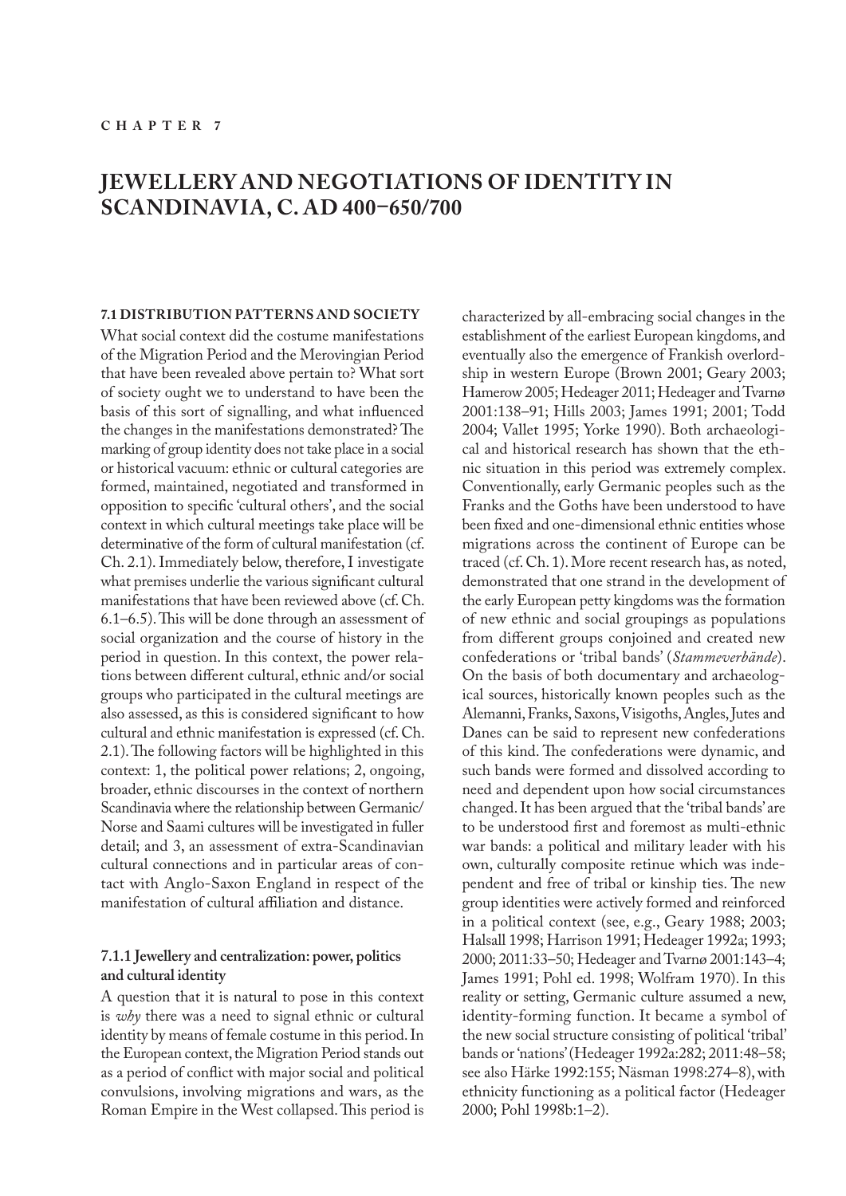CHAPTER 7

# JEWELLERY AND NEGOTIATIONS OF IDENTITY IN SCANDINAVIA, C. AD 400–650/700

## 7.1 DISTRIBUTION PATTERNS AND SOCIETY

What social context did the costume manifestations of the Migration Period and the Merovingian Period that have been revealed above pertain to? What sort of society ought we to understand to have been the basis of this sort of signalling, and what influenced the changes in the manifestations demonstrated? The marking of group identity does not take place in a social or historical vacuum: ethnic or cultural categories are formed, maintained, negotiated and transformed in opposition to specific 'cultural others', and the social context in which cultural meetings take place will be determinative of the form of cultural manifestation (cf. Ch. 2.1). Immediately below, therefore, I investigate what premises underlie the various significant cultural manifestations that have been reviewed above (cf. Ch. 6.1–6.5). This will be done through an assessment of social organization and the course of history in the period in question. In this context, the power relations between different cultural, ethnic and/or social groups who participated in the cultural meetings are also assessed, as this is considered significant to how cultural and ethnic manifestation is expressed (cf. Ch. 2.1). The following factors will be highlighted in this context: 1, the political power relations; 2, ongoing, broader, ethnic discourses in the context of northern Scandinavia where the relationship between Germanic/Norse and Saami cultures will be investigated in fuller detail; and 3, an assessment of extra-Scandinavian cultural connections and in particular areas of contact with Anglo-Saxon England in respect of the manifestation of cultural affiliation and distance.

### 7.1.1 Jewellery and centralization: power, politics and cultural identity

A question that it is natural to pose in this context is *why* there was a need to signal ethnic or cultural identity by means of female costume in this period. In the European context, the Migration Period stands out as a period of conflict with major social and political convulsions, involving migrations and wars, as the Roman Empire in the West collapsed. This period is characterized by all-embracing social changes in the establishment of the earliest European kingdoms, and eventually also the emergence of Frankish overlordship in western Europe (Brown 2001; Geary 2003; Hamerow 2005; Hedeager 2011; Hedeager and Tvarnø 2001:138–91; Hills 2003; James 1991; 2001; Todd 2004; Vallet 1995; Yorke 1990). Both archaeological and historical research has shown that the ethnic situation in this period was extremely complex. Conventionally, early Germanic peoples such as the Franks and the Goths have been understood to have been fixed and one-dimensional ethnic entities whose migrations across the continent of Europe can be traced (cf. Ch. 1). More recent research has, as noted, demonstrated that one strand in the development of the early European petty kingdoms was the formation of new ethnic and social groupings as populations from different groups conjoined and created new confederations or 'tribal bands' (*Stammeverbände*). On the basis of both documentary and archaeological sources, historically known peoples such as the Alemanni, Franks, Saxons, Visigoths, Angles, Jutes and Danes can be said to represent new confederations of this kind. The confederations were dynamic, and such bands were formed and dissolved according to need and dependent upon how social circumstances changed. It has been argued that the 'tribal bands' are to be understood first and foremost as multi-ethnic war bands: a political and military leader with his own, culturally composite retinue which was independent and free of tribal or kinship ties. The new group identities were actively formed and reinforced in a political context (see, e.g., Geary 1988; 2003; Halsall 1998; Harrison 1991; Hedeager 1992a; 1993; 2000; 2011:33–50; Hedeager and Tvarnø 2001:143–4; James 1991; Pohl ed. 1998; Wolfram 1970). In this reality or setting, Germanic culture assumed a new, identity-forming function. It became a symbol of the new social structure consisting of political 'tribal' bands or 'nations' (Hedeager 1992a:282; 2011:48–58; see also Härke 1992:155; Näsman 1998:274–8), with ethnicity functioning as a political factor (Hedeager 2000; Pohl 1998b:1–2).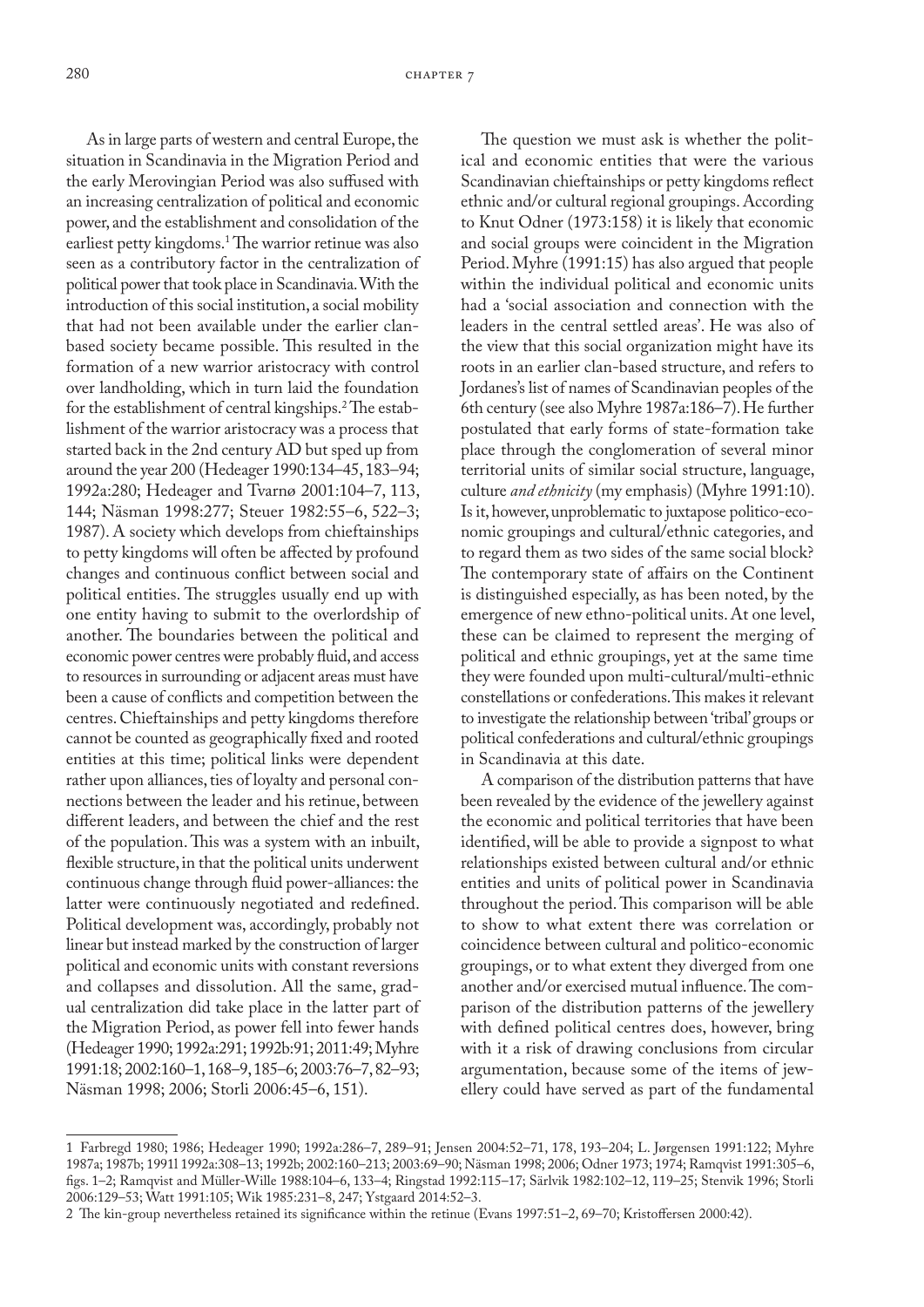As in large parts of western and central Europe, the situation in Scandinavia in the Migration Period and the early Merovingian Period was also suffused with an increasing centralization of political and economic power, and the establishment and consolidation of the earliest petty kingdoms.[1] The warrior retinue was also seen as a contributory factor in the centralization of political power that took place in Scandinavia. With the introduction of this social institution, a social mobility that had not been available under the earlier clan-based society became possible. This resulted in the formation of a new warrior aristocracy with control over landholding, which in turn laid the foundation for the establishment of central kingships.[2] The establishment of the warrior aristocracy was a process that started back in the 2nd century AD but sped up from around the year 200 (Hedeager 1990:134–45, 183–94; 1992a:280; Hedeager and Tvarnø 2001:104–7, 113, 144; Näsman 1998:277; Steuer 1982:55–6, 522–3; 1987). A society which develops from chieftainships to petty kingdoms will often be affected by profound changes and continuous conflict between social and political entities. The struggles usually end up with one entity having to submit to the overlordship of another. The boundaries between the political and economic power centres were probably fluid, and access to resources in surrounding or adjacent areas must have been a cause of conflicts and competition between the centres. Chieftainships and petty kingdoms therefore cannot be counted as geographically fixed and rooted entities at this time; political links were dependent rather upon alliances, ties of loyalty and personal connections between the leader and his retinue, between different leaders, and between the chief and the rest of the population. This was a system with an inbuilt, flexible structure, in that the political units underwent continuous change through fluid power-alliances: the latter were continuously negotiated and redefined. Political development was, accordingly, probably not linear but instead marked by the construction of larger political and economic units with constant reversions and collapses and dissolution. All the same, gradual centralization did take place in the latter part of the Migration Period, as power fell into fewer hands (Hedeager 1990; 1992a:291; 1992b:91; 2011:49; Myhre 1991:18; 2002:160–1, 168–9, 185–6; 2003:76–7, 82–93; Näsman 1998; 2006; Storli 2006:45–6, 151).

The question we must ask is whether the political and economic entities that were the various Scandinavian chieftainships or petty kingdoms reflect ethnic and/or cultural regional groupings. According to Knut Odner (1973:158) it is likely that economic and social groups were coincident in the Migration Period. Myhre (1991:15) has also argued that people within the individual political and economic units had a 'social association and connection with the leaders in the central settled areas'. He was also of the view that this social organization might have its roots in an earlier clan-based structure, and refers to Jordanes's list of names of Scandinavian peoples of the 6th century (see also Myhre 1987a:186–7). He further postulated that early forms of state-formation take place through the conglomeration of several minor territorial units of similar social structure, language, culture *and ethnicity* (my emphasis) (Myhre 1991:10). Is it, however, unproblematic to juxtapose politico-economic groupings and cultural/ethnic categories, and to regard them as two sides of the same social block? The contemporary state of affairs on the Continent is distinguished especially, as has been noted, by the emergence of new ethno-political units. At one level, these can be claimed to represent the merging of political and ethnic groupings, yet at the same time they were founded upon multi-cultural/multi-ethnic constellations or confederations. This makes it relevant to investigate the relationship between 'tribal' groups or political confederations and cultural/ethnic groupings in Scandinavia at this date.

A comparison of the distribution patterns that have been revealed by the evidence of the jewellery against the economic and political territories that have been identified, will be able to provide a signpost to what relationships existed between cultural and/or ethnic entities and units of political power in Scandinavia throughout the period. This comparison will be able to show to what extent there was correlation or coincidence between cultural and politico-economic groupings, or to what extent they diverged from one another and/or exercised mutual influence. The comparison of the distribution patterns of the jewellery with defined political centres does, however, bring with it a risk of drawing conclusions from circular argumentation, because some of the items of jewellery could have served as part of the fundamental

---

1 Farbregd 1980; 1986; Hedeager 1990; 1992a:286–7, 289–91; Jensen 2004:52–71, 178, 193–204; L. Jørgensen 1991:122; Myhre 1987a; 1987b; 1991l 1992a:308–13; 1992b; 2002:160–213; 2003:69–90; Näsman 1998; 2006; Odner 1973; 1974; Ramqvist 1991:305–6, figs. 1–2; Ramqvist and Müller-Wille 1988:104–6, 133–4; Ringstad 1992:115–17; Särlvik 1982:102–12, 119–25; Stenvik 1996; Storli 2006:129–53; Watt 1991:105; Wik 1985:231–8, 247; Ystgaard 2014:52–3.

2 The kin-group nevertheless retained its significance within the retinue (Evans 1997:51–2, 69–70; Kristoffersen 2000:42).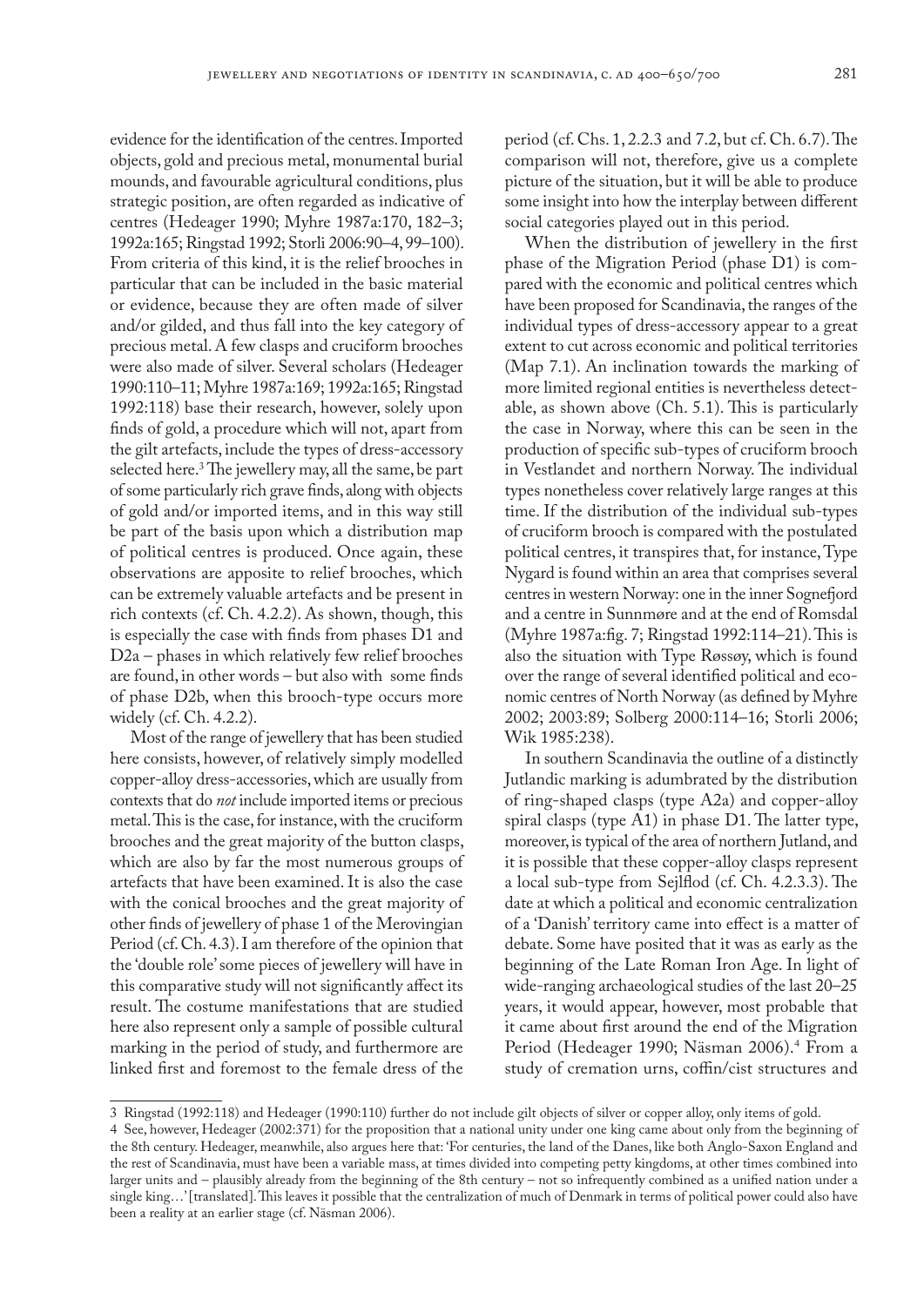evidence for the identification of the centres. Imported objects, gold and precious metal, monumental burial mounds, and favourable agricultural conditions, plus strategic position, are often regarded as indicative of centres (Hedeager 1990; Myhre 1987a:170, 182–3; 1992a:165; Ringstad 1992; Storli 2006:90–4, 99–100). From criteria of this kind, it is the relief brooches in particular that can be included in the basic material or evidence, because they are often made of silver and/or gilded, and thus fall into the key category of precious metal. A few clasps and cruciform brooches were also made of silver. Several scholars (Hedeager 1990:110–11; Myhre 1987a:169; 1992a:165; Ringstad 1992:118) base their research, however, solely upon finds of gold, a procedure which will not, apart from the gilt artefacts, include the types of dress-accessory selected here.[3] The jewellery may, all the same, be part of some particularly rich grave finds, along with objects of gold and/or imported items, and in this way still be part of the basis upon which a distribution map of political centres is produced. Once again, these observations are apposite to relief brooches, which can be extremely valuable artefacts and be present in rich contexts (cf. Ch. 4.2.2). As shown, though, this is especially the case with finds from phases D1 and D2a – phases in which relatively few relief brooches are found, in other words – but also with some finds of phase D2b, when this brooch-type occurs more widely (cf. Ch. 4.2.2).

Most of the range of jewellery that has been studied here consists, however, of relatively simply modelled copper-alloy dress-accessories, which are usually from contexts that do *not* include imported items or precious metal. This is the case, for instance, with the cruciform brooches and the great majority of the button clasps, which are also by far the most numerous groups of artefacts that have been examined. It is also the case with the conical brooches and the great majority of other finds of jewellery of phase 1 of the Merovingian Period (cf. Ch. 4.3). I am therefore of the opinion that the 'double role' some pieces of jewellery will have in this comparative study will not significantly affect its result. The costume manifestations that are studied here also represent only a sample of possible cultural marking in the period of study, and furthermore are linked first and foremost to the female dress of the period (cf. Chs. 1, 2.2.3 and 7.2, but cf. Ch. 6.7). The comparison will not, therefore, give us a complete picture of the situation, but it will be able to produce some insight into how the interplay between different social categories played out in this period.

When the distribution of jewellery in the first phase of the Migration Period (phase D1) is compared with the economic and political centres which have been proposed for Scandinavia, the ranges of the individual types of dress-accessory appear to a great extent to cut across economic and political territories (Map 7.1). An inclination towards the marking of more limited regional entities is nevertheless detectable, as shown above (Ch. 5.1). This is particularly the case in Norway, where this can be seen in the production of specific sub-types of cruciform brooch in Vestlandet and northern Norway. The individual types nonetheless cover relatively large ranges at this time. If the distribution of the individual sub-types of cruciform brooch is compared with the postulated political centres, it transpires that, for instance, Type Nygard is found within an area that comprises several centres in western Norway: one in the inner Sognefjord and a centre in Sunnmøre and at the end of Romsdal (Myhre 1987a:fig. 7; Ringstad 1992:114–21). This is also the situation with Type Røssøy, which is found over the range of several identified political and economic centres of North Norway (as defined by Myhre 2002; 2003:89; Solberg 2000:114–16; Storli 2006; Wik 1985:238).

In southern Scandinavia the outline of a distinctly Jutlandic marking is adumbrated by the distribution of ring-shaped clasps (type A2a) and copper-alloy spiral clasps (type A1) in phase D1. The latter type, moreover, is typical of the area of northern Jutland, and it is possible that these copper-alloy clasps represent a local sub-type from Sejlflod (cf. Ch. 4.2.3.3). The date at which a political and economic centralization of a 'Danish' territory came into effect is a matter of debate. Some have posited that it was as early as the beginning of the Late Roman Iron Age. In light of wide-ranging archaeological studies of the last 20–25 years, it would appear, however, most probable that it came about first around the end of the Migration Period (Hedeager 1990; Näsman 2006).[4] From a study of cremation urns, coffin/cist structures and

---

3 Ringstad (1992:118) and Hedeager (1990:110) further do not include gilt objects of silver or copper alloy, only items of gold.

4 See, however, Hedeager (2002:371) for the proposition that a national unity under one king came about only from the beginning of the 8th century. Hedeager, meanwhile, also argues here that: 'For centuries, the land of the Danes, like both Anglo-Saxon England and the rest of Scandinavia, must have been a variable mass, at times divided into competing petty kingdoms, at other times combined into larger units and – plausibly already from the beginning of the 8th century – not so infrequently combined as a unified nation under a single king…' [translated]. This leaves it possible that the centralization of much of Denmark in terms of political power could also have been a reality at an earlier stage (cf. Näsman 2006).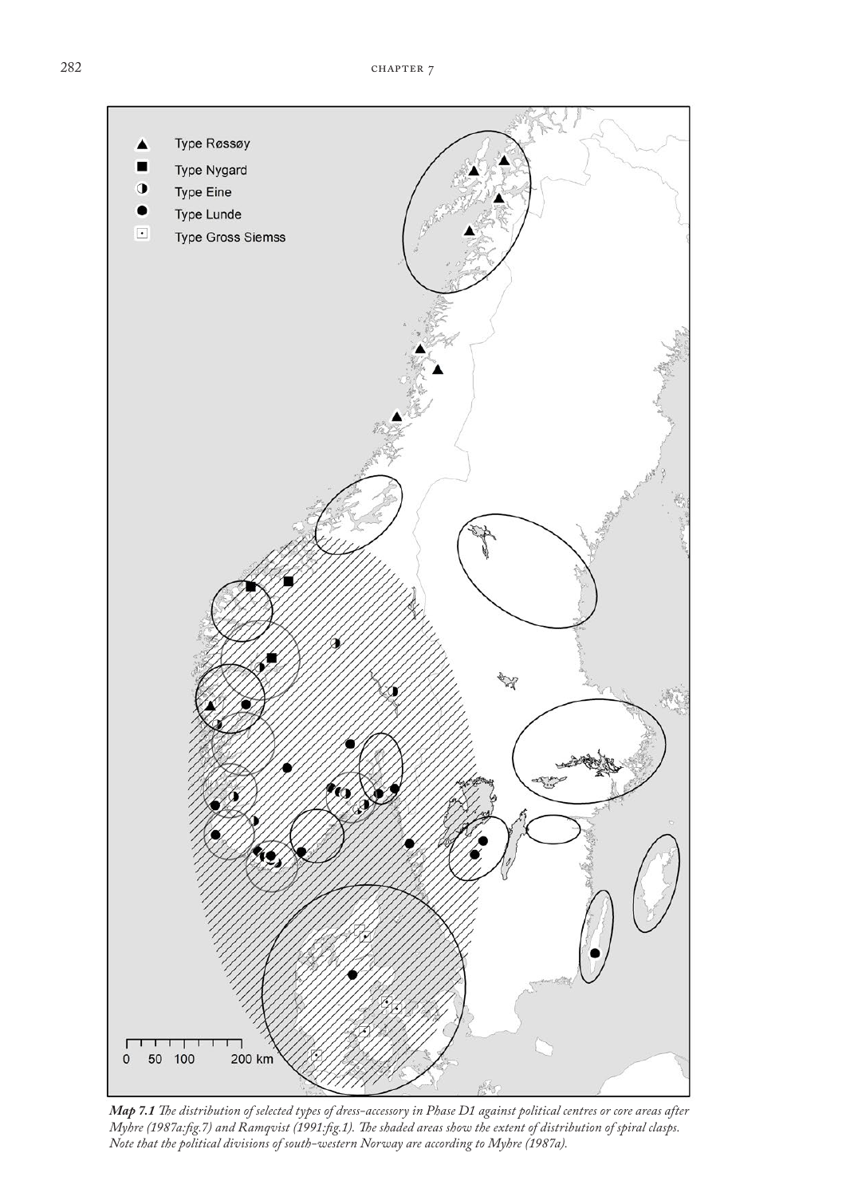*Map 7.1 The distribution of selected types of dress-accessory in Phase D1 against political centres or core areas after Myhre (1987a:fig.7) and Ramqvist (1991:fig.1). The shaded areas show the extent of distribution of spiral clasps. Note that the political divisions of south-western Norway are according to Myhre (1987a).*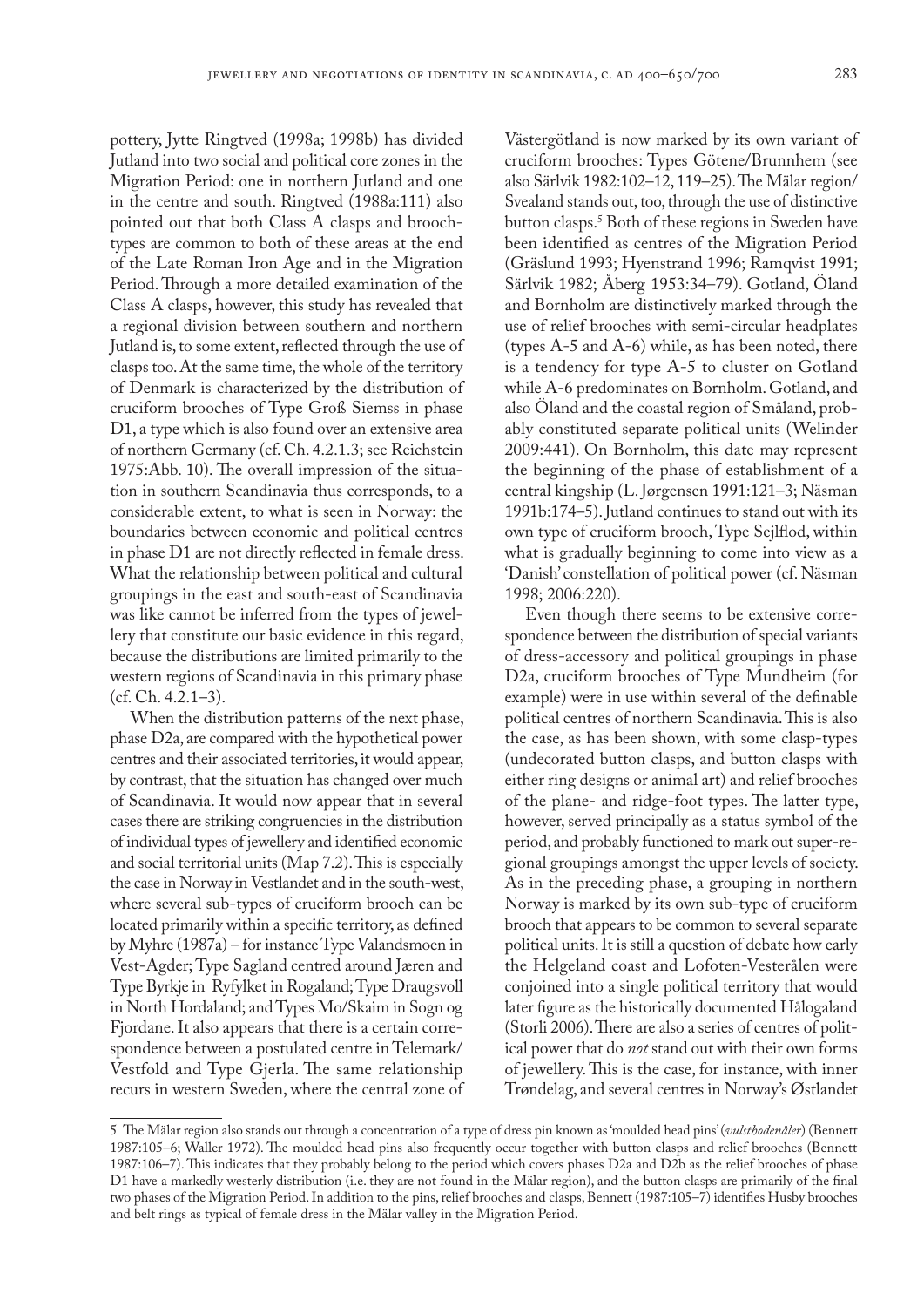pottery, Jytte Ringtved (1998a; 1998b) has divided Jutland into two social and political core zones in the Migration Period: one in northern Jutland and one in the centre and south. Ringtved (1988a:111) also pointed out that both Class A clasps and brooch-types are common to both of these areas at the end of the Late Roman Iron Age and in the Migration Period. Through a more detailed examination of the Class A clasps, however, this study has revealed that a regional division between southern and northern Jutland is, to some extent, reflected through the use of clasps too. At the same time, the whole of the territory of Denmark is characterized by the distribution of cruciform brooches of Type Groß Siemss in phase D1, a type which is also found over an extensive area of northern Germany (cf. Ch. 4.2.1.3; see Reichstein 1975:Abb. 10). The overall impression of the situation in southern Scandinavia thus corresponds, to a considerable extent, to what is seen in Norway: the boundaries between economic and political centres in phase D1 are not directly reflected in female dress. What the relationship between political and cultural groupings in the east and south-east of Scandinavia was like cannot be inferred from the types of jewellery that constitute our basic evidence in this regard, because the distributions are limited primarily to the western regions of Scandinavia in this primary phase (cf. Ch. 4.2.1–3).

When the distribution patterns of the next phase, phase D2a, are compared with the hypothetical power centres and their associated territories, it would appear, by contrast, that the situation has changed over much of Scandinavia. It would now appear that in several cases there are striking congruencies in the distribution of individual types of jewellery and identified economic and social territorial units (Map 7.2). This is especially the case in Norway in Vestlandet and in the south-west, where several sub-types of cruciform brooch can be located primarily within a specific territory, as defined by Myhre (1987a) – for instance Type Valandsmoen in Vest-Agder; Type Sagland centred around Jæren and Type Byrkje in Ryfylket in Rogaland; Type Draugsvoll in North Hordaland; and Types Mo/Skaim in Sogn og Fjordane. It also appears that there is a certain correspondence between a postulated centre in Telemark/Vestfold and Type Gjerla. The same relationship recurs in western Sweden, where the central zone of Västergötland is now marked by its own variant of cruciform brooches: Types Götene/Brunnhem (see also Särlvik 1982:102–12, 119–25). The Mälar region/Svealand stands out, too, through the use of distinctive button clasps.[5] Both of these regions in Sweden have been identified as centres of the Migration Period (Gräslund 1993; Hyenstrand 1996; Ramqvist 1991; Särlvik 1982; Åberg 1953:34–79). Gotland, Öland and Bornholm are distinctively marked through the use of relief brooches with semi-circular headplates (types A-5 and A-6) while, as has been noted, there is a tendency for type A-5 to cluster on Gotland while A-6 predominates on Bornholm. Gotland, and also Öland and the coastal region of Småland, probably constituted separate political units (Welinder 2009:441). On Bornholm, this date may represent the beginning of the phase of establishment of a central kingship (L. Jørgensen 1991:121–3; Näsman 1991b:174–5). Jutland continues to stand out with its own type of cruciform brooch, Type Sejlflod, within what is gradually beginning to come into view as a 'Danish' constellation of political power (cf. Näsman 1998; 2006:220).

Even though there seems to be extensive correspondence between the distribution of special variants of dress-accessory and political groupings in phase D2a, cruciform brooches of Type Mundheim (for example) were in use within several of the definable political centres of northern Scandinavia. This is also the case, as has been shown, with some clasp-types (undecorated button clasps, and button clasps with either ring designs or animal art) and relief brooches of the plane- and ridge-foot types. The latter type, however, served principally as a status symbol of the period, and probably functioned to mark out super-regional groupings amongst the upper levels of society. As in the preceding phase, a grouping in northern Norway is marked by its own sub-type of cruciform brooch that appears to be common to several separate political units. It is still a question of debate how early the Helgeland coast and Lofoten-Vesterålen were conjoined into a single political territory that would later figure as the historically documented Hålogaland (Storli 2006). There are also a series of centres of political power that do *not* stand out with their own forms of jewellery. This is the case, for instance, with inner Trøndelag, and several centres in Norway's Østlandet

5 The Mälar region also stands out through a concentration of a type of dress pin known as 'moulded head pins' (*vulsthodenåler*) (Bennett 1987:105–6; Waller 1972). The moulded head pins also frequently occur together with button clasps and relief brooches (Bennett 1987:106–7). This indicates that they probably belong to the period which covers phases D2a and D2b as the relief brooches of phase D1 have a markedly westerly distribution (i.e. they are not found in the Mälar region), and the button clasps are primarily of the final two phases of the Migration Period. In addition to the pins, relief brooches and clasps, Bennett (1987:105–7) identifies Husby brooches and belt rings as typical of female dress in the Mälar valley in the Migration Period.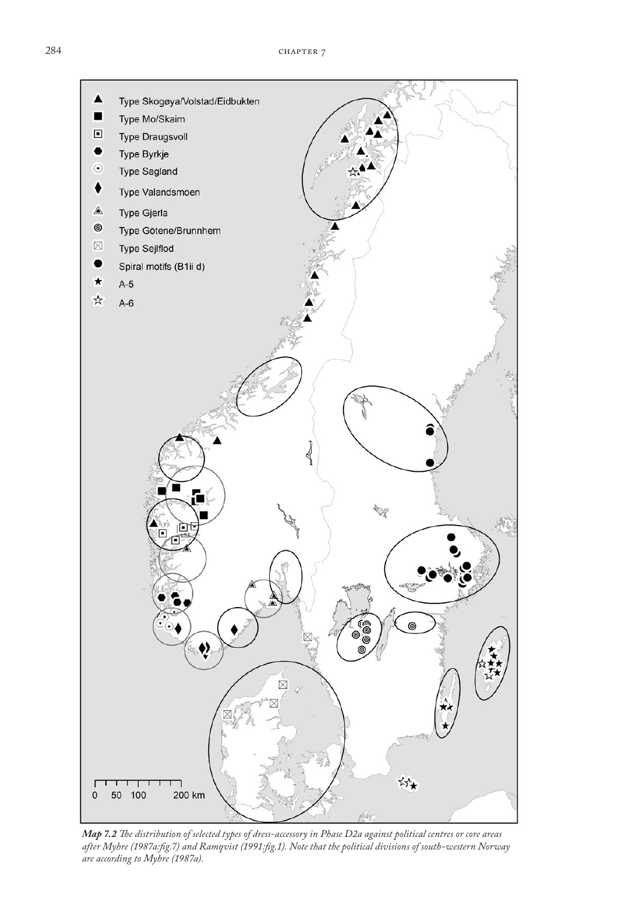- ▲ Type Skogøya/Volstad/Eidbukten
- ■ Type Mo/Skaim
- ⊡ Type Draugsvoll
- ⬢ Type Byrkje
- ⊙ Type Sagland
- ◆ Type Valandsmoen
- ◬ Type Gjerla
- ◎ Type Götene/Brunnhem
- ⊠ Type Sejlflod
- ● Spiral motifs (B1ii d)
- ★ A-5
- ☆ A-6

0 50 100 200 km

***Map 7.2** The distribution of selected types of dress-accessory in Phase D2a against political centres or core areas after Myhre (1987a:fig.7) and Ramqvist (1991:fig.1). Note that the political divisions of south-western Norway are according to Myhre (1987a).*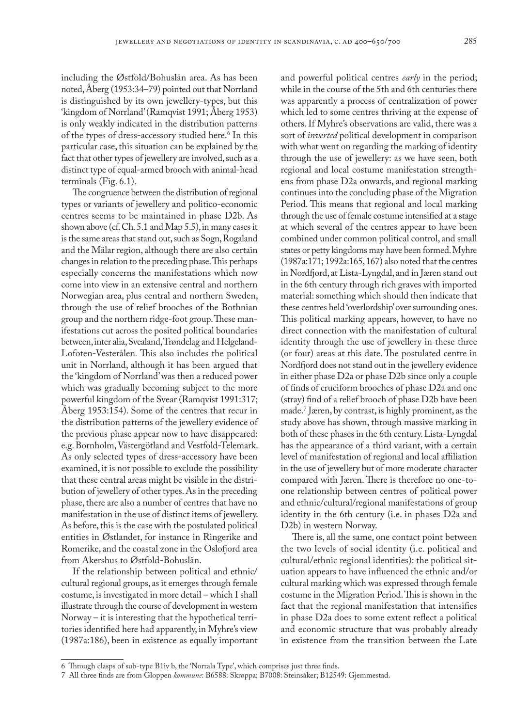including the Østfold/Bohuslän area. As has been noted, Åberg (1953:34–79) pointed out that Norrland is distinguished by its own jewellery-types, but this 'kingdom of Norrland' (Ramqvist 1991; Åberg 1953) is only weakly indicated in the distribution patterns of the types of dress-accessory studied here.[6] In this particular case, this situation can be explained by the fact that other types of jewellery are involved, such as a distinct type of equal-armed brooch with animal-head terminals (Fig. 6.1).

The congruence between the distribution of regional types or variants of jewellery and politico-economic centres seems to be maintained in phase D2b. As shown above (cf. Ch. 5.1 and Map 5.5), in many cases it is the same areas that stand out, such as Sogn, Rogaland and the Mälar region, although there are also certain changes in relation to the preceding phase. This perhaps especially concerns the manifestations which now come into view in an extensive central and northern Norwegian area, plus central and northern Sweden, through the use of relief brooches of the Bothnian group and the northern ridge-foot group. These manifestations cut across the posited political boundaries between, inter alia, Svealand, Trøndelag and Helgeland-Lofoten-Vesterålen. This also includes the political unit in Norrland, although it has been argued that the 'kingdom of Norrland' was then a reduced power which was gradually becoming subject to the more powerful kingdom of the Svear (Ramqvist 1991:317; Åberg 1953:154). Some of the centres that recur in the distribution patterns of the jewellery evidence of the previous phase appear now to have disappeared: e.g. Bornholm, Västergötland and Vestfold-Telemark. As only selected types of dress-accessory have been examined, it is not possible to exclude the possibility that these central areas might be visible in the distribution of jewellery of other types. As in the preceding phase, there are also a number of centres that have no manifestation in the use of distinct items of jewellery. As before, this is the case with the postulated political entities in Østlandet, for instance in Ringerike and Romerike, and the coastal zone in the Oslofjord area from Akershus to Østfold-Bohuslän.

If the relationship between political and ethnic/cultural regional groups, as it emerges through female costume, is investigated in more detail – which I shall illustrate through the course of development in western Norway – it is interesting that the hypothetical territories identified here had apparently, in Myhre's view (1987a:186), been in existence as equally important and powerful political centres *early* in the period; while in the course of the 5th and 6th centuries there was apparently a process of centralization of power which led to some centres thriving at the expense of others. If Myhre's observations are valid, there was a sort of *inverted* political development in comparison with what went on regarding the marking of identity through the use of jewellery: as we have seen, both regional and local costume manifestation strengthens from phase D2a onwards, and regional marking continues into the concluding phase of the Migration Period. This means that regional and local marking through the use of female costume intensified at a stage at which several of the centres appear to have been combined under common political control, and small states or petty kingdoms may have been formed. Myhre (1987a:171; 1992a:165, 167) also noted that the centres in Nordfjord, at Lista-Lyngdal, and in Jæren stand out in the 6th century through rich graves with imported material: something which should then indicate that these centres held 'overlordship' over surrounding ones. This political marking appears, however, to have no direct connection with the manifestation of cultural identity through the use of jewellery in these three (or four) areas at this date. The postulated centre in Nordfjord does not stand out in the jewellery evidence in either phase D2a or phase D2b since only a couple of finds of cruciform brooches of phase D2a and one (stray) find of a relief brooch of phase D2b have been made.[7] Jæren, by contrast, is highly prominent, as the study above has shown, through massive marking in both of these phases in the 6th century. Lista-Lyngdal has the appearance of a third variant, with a certain level of manifestation of regional and local affiliation in the use of jewellery but of more moderate character compared with Jæren. There is therefore no one-to-one relationship between centres of political power and ethnic/cultural/regional manifestations of group identity in the 6th century (i.e. in phases D2a and D2b) in western Norway.

There is, all the same, one contact point between the two levels of social identity (i.e. political and cultural/ethnic regional identities): the political situation appears to have influenced the ethnic and/or cultural marking which was expressed through female costume in the Migration Period. This is shown in the fact that the regional manifestation that intensifies in phase D2a does to some extent reflect a political and economic structure that was probably already in existence from the transition between the Late

6 Through clasps of sub-type B1iv b, the 'Norrala Type', which comprises just three finds.

7 All three finds are from Gloppen *kommune*: B6588: Skrøppa; B7008: Steinsåker; B12549: Gjemmestad.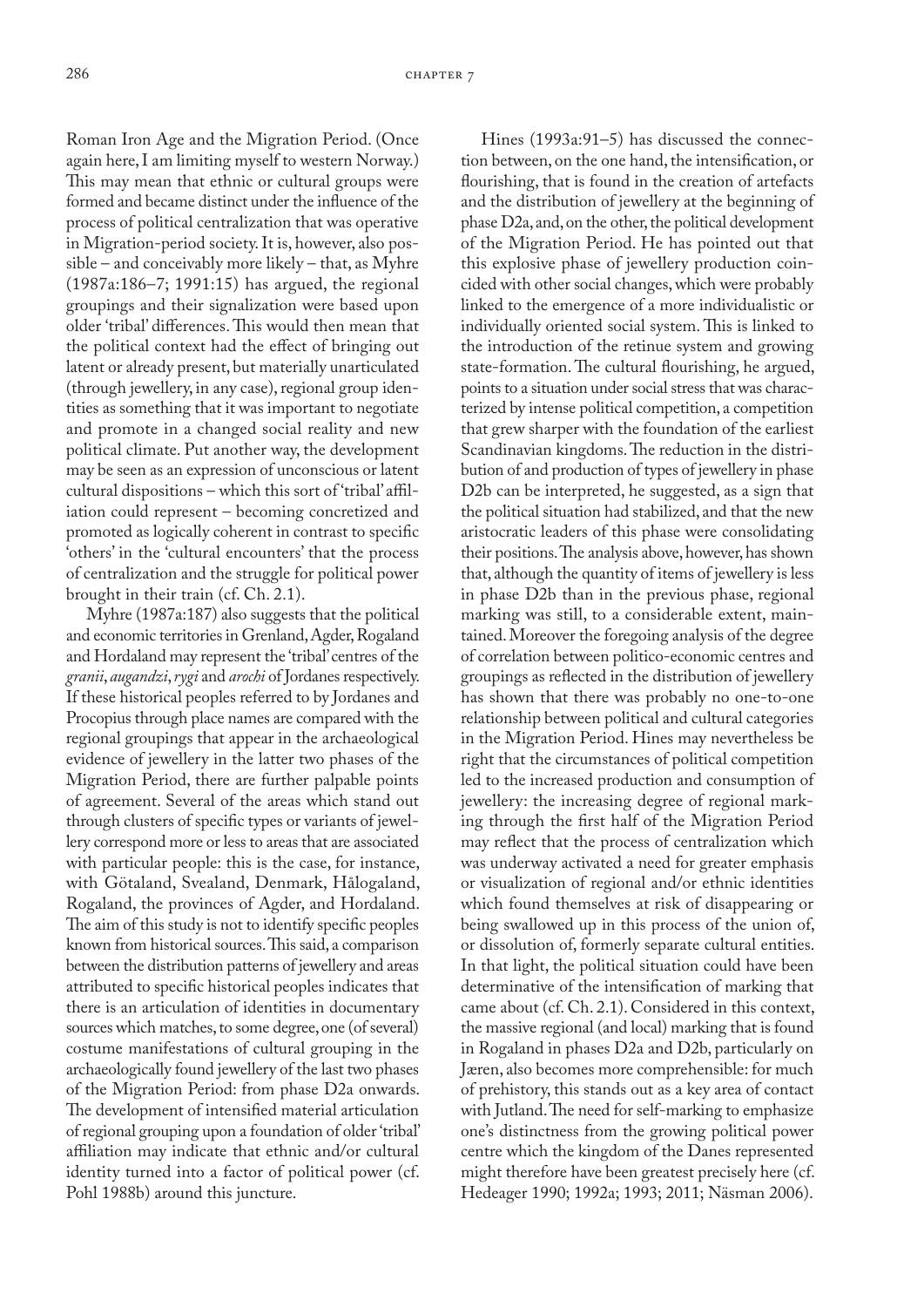Roman Iron Age and the Migration Period. (Once again here, I am limiting myself to western Norway.) This may mean that ethnic or cultural groups were formed and became distinct under the influence of the process of political centralization that was operative in Migration-period society. It is, however, also possible – and conceivably more likely – that, as Myhre (1987a:186–7; 1991:15) has argued, the regional groupings and their signalization were based upon older 'tribal' differences. This would then mean that the political context had the effect of bringing out latent or already present, but materially unarticulated (through jewellery, in any case), regional group identities as something that it was important to negotiate and promote in a changed social reality and new political climate. Put another way, the development may be seen as an expression of unconscious or latent cultural dispositions – which this sort of 'tribal' affiliation could represent – becoming concretized and promoted as logically coherent in contrast to specific 'others' in the 'cultural encounters' that the process of centralization and the struggle for political power brought in their train (cf. Ch. 2.1).

Myhre (1987a:187) also suggests that the political and economic territories in Grenland, Agder, Rogaland and Hordaland may represent the 'tribal' centres of the *granii*, *augandzi*, *rygi* and *arochi* of Jordanes respectively. If these historical peoples referred to by Jordanes and Procopius through place names are compared with the regional groupings that appear in the archaeological evidence of jewellery in the latter two phases of the Migration Period, there are further palpable points of agreement. Several of the areas which stand out through clusters of specific types or variants of jewellery correspond more or less to areas that are associated with particular people: this is the case, for instance, with Götaland, Svealand, Denmark, Hålogaland, Rogaland, the provinces of Agder, and Hordaland. The aim of this study is not to identify specific peoples known from historical sources. This said, a comparison between the distribution patterns of jewellery and areas attributed to specific historical peoples indicates that there is an articulation of identities in documentary sources which matches, to some degree, one (of several) costume manifestations of cultural grouping in the archaeologically found jewellery of the last two phases of the Migration Period: from phase D2a onwards. The development of intensified material articulation of regional grouping upon a foundation of older 'tribal' affiliation may indicate that ethnic and/or cultural identity turned into a factor of political power (cf. Pohl 1988b) around this juncture.

Hines (1993a:91–5) has discussed the connection between, on the one hand, the intensification, or flourishing, that is found in the creation of artefacts and the distribution of jewellery at the beginning of phase D2a, and, on the other, the political development of the Migration Period. He has pointed out that this explosive phase of jewellery production coincided with other social changes, which were probably linked to the emergence of a more individualistic or individually oriented social system. This is linked to the introduction of the retinue system and growing state-formation. The cultural flourishing, he argued, points to a situation under social stress that was characterized by intense political competition, a competition that grew sharper with the foundation of the earliest Scandinavian kingdoms. The reduction in the distribution of and production of types of jewellery in phase D2b can be interpreted, he suggested, as a sign that the political situation had stabilized, and that the new aristocratic leaders of this phase were consolidating their positions. The analysis above, however, has shown that, although the quantity of items of jewellery is less in phase D2b than in the previous phase, regional marking was still, to a considerable extent, maintained. Moreover the foregoing analysis of the degree of correlation between politico-economic centres and groupings as reflected in the distribution of jewellery has shown that there was probably no one-to-one relationship between political and cultural categories in the Migration Period. Hines may nevertheless be right that the circumstances of political competition led to the increased production and consumption of jewellery: the increasing degree of regional marking through the first half of the Migration Period may reflect that the process of centralization which was underway activated a need for greater emphasis or visualization of regional and/or ethnic identities which found themselves at risk of disappearing or being swallowed up in this process of the union of, or dissolution of, formerly separate cultural entities. In that light, the political situation could have been determinative of the intensification of marking that came about (cf. Ch. 2.1). Considered in this context, the massive regional (and local) marking that is found in Rogaland in phases D2a and D2b, particularly on Jæren, also becomes more comprehensible: for much of prehistory, this stands out as a key area of contact with Jutland. The need for self-marking to emphasize one's distinctness from the growing political power centre which the kingdom of the Danes represented might therefore have been greatest precisely here (cf. Hedeager 1990; 1992a; 1993; 2011; Näsman 2006).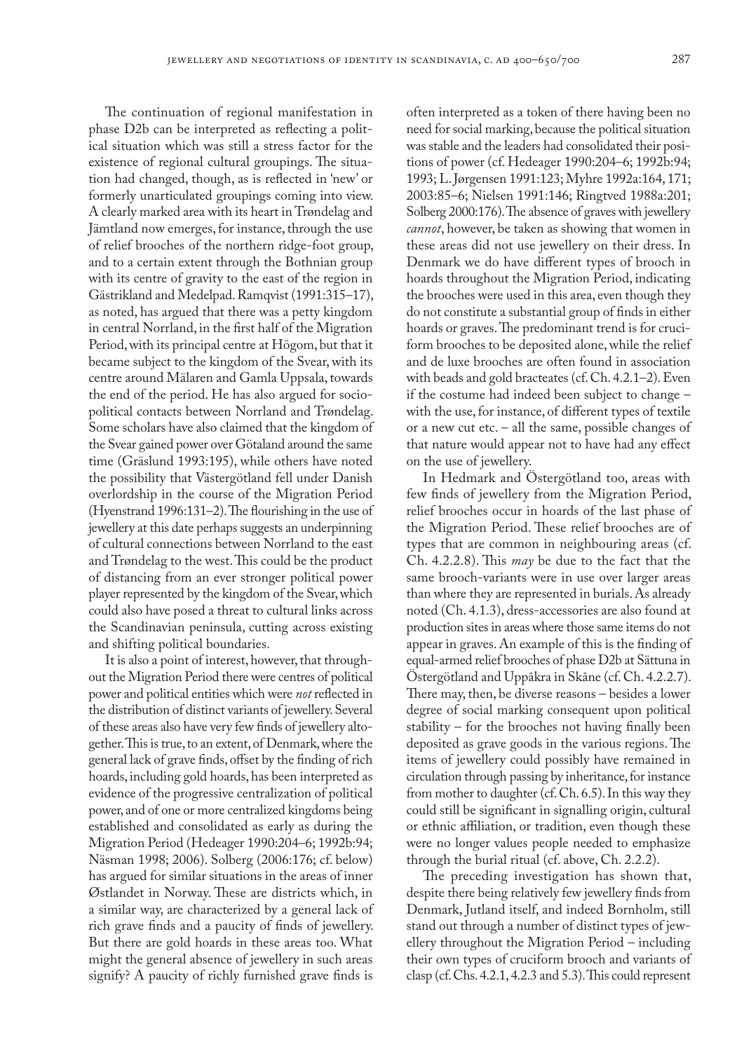The continuation of regional manifestation in phase D2b can be interpreted as reflecting a political situation which was still a stress factor for the existence of regional cultural groupings. The situation had changed, though, as is reflected in 'new' or formerly unarticulated groupings coming into view. A clearly marked area with its heart in Trøndelag and Jämtland now emerges, for instance, through the use of relief brooches of the northern ridge-foot group, and to a certain extent through the Bothnian group with its centre of gravity to the east of the region in Gästrikland and Medelpad. Ramqvist (1991:315–17), as noted, has argued that there was a petty kingdom in central Norrland, in the first half of the Migration Period, with its principal centre at Högom, but that it became subject to the kingdom of the Svear, with its centre around Mälaren and Gamla Uppsala, towards the end of the period. He has also argued for sociopolitical contacts between Norrland and Trøndelag. Some scholars have also claimed that the kingdom of the Svear gained power over Götaland around the same time (Gräslund 1993:195), while others have noted the possibility that Västergötland fell under Danish overlordship in the course of the Migration Period (Hyenstrand 1996:131–2). The flourishing in the use of jewellery at this date perhaps suggests an underpinning of cultural connections between Norrland to the east and Trøndelag to the west. This could be the product of distancing from an ever stronger political power player represented by the kingdom of the Svear, which could also have posed a threat to cultural links across the Scandinavian peninsula, cutting across existing and shifting political boundaries.

It is also a point of interest, however, that throughout the Migration Period there were centres of political power and political entities which were *not* reflected in the distribution of distinct variants of jewellery. Several of these areas also have very few finds of jewellery altogether. This is true, to an extent, of Denmark, where the general lack of grave finds, offset by the finding of rich hoards, including gold hoards, has been interpreted as evidence of the progressive centralization of political power, and of one or more centralized kingdoms being established and consolidated as early as during the Migration Period (Hedeager 1990:204–6; 1992b:94; Näsman 1998; 2006). Solberg (2006:176; cf. below) has argued for similar situations in the areas of inner Østlandet in Norway. These are districts which, in a similar way, are characterized by a general lack of rich grave finds and a paucity of finds of jewellery. But there are gold hoards in these areas too. What might the general absence of jewellery in such areas signify? A paucity of richly furnished grave finds is often interpreted as a token of there having been no need for social marking, because the political situation was stable and the leaders had consolidated their positions of power (cf. Hedeager 1990:204–6; 1992b:94; 1993; L. Jørgensen 1991:123; Myhre 1992a:164, 171; 2003:85–6; Nielsen 1991:146; Ringtved 1988a:201; Solberg 2000:176). The absence of graves with jewellery *cannot*, however, be taken as showing that women in these areas did not use jewellery on their dress. In Denmark we do have different types of brooch in hoards throughout the Migration Period, indicating the brooches were used in this area, even though they do not constitute a substantial group of finds in either hoards or graves. The predominant trend is for cruciform brooches to be deposited alone, while the relief and de luxe brooches are often found in association with beads and gold bracteates (cf. Ch. 4.2.1–2). Even if the costume had indeed been subject to change – with the use, for instance, of different types of textile or a new cut etc. – all the same, possible changes of that nature would appear not to have had any effect on the use of jewellery.

In Hedmark and Östergötland too, areas with few finds of jewellery from the Migration Period, relief brooches occur in hoards of the last phase of the Migration Period. These relief brooches are of types that are common in neighbouring areas (cf. Ch. 4.2.2.8). This *may* be due to the fact that the same brooch-variants were in use over larger areas than where they are represented in burials. As already noted (Ch. 4.1.3), dress-accessories are also found at production sites in areas where those same items do not appear in graves. An example of this is the finding of equal-armed relief brooches of phase D2b at Sättuna in Östergötland and Uppåkra in Skåne (cf. Ch. 4.2.2.7). There may, then, be diverse reasons – besides a lower degree of social marking consequent upon political stability – for the brooches not having finally been deposited as grave goods in the various regions. The items of jewellery could possibly have remained in circulation through passing by inheritance, for instance from mother to daughter (cf. Ch. 6.5). In this way they could still be significant in signalling origin, cultural or ethnic affiliation, or tradition, even though these were no longer values people needed to emphasize through the burial ritual (cf. above, Ch. 2.2.2).

The preceding investigation has shown that, despite there being relatively few jewellery finds from Denmark, Jutland itself, and indeed Bornholm, still stand out through a number of distinct types of jewellery throughout the Migration Period – including their own types of cruciform brooch and variants of clasp (cf. Chs. 4.2.1, 4.2.3 and 5.3). This could represent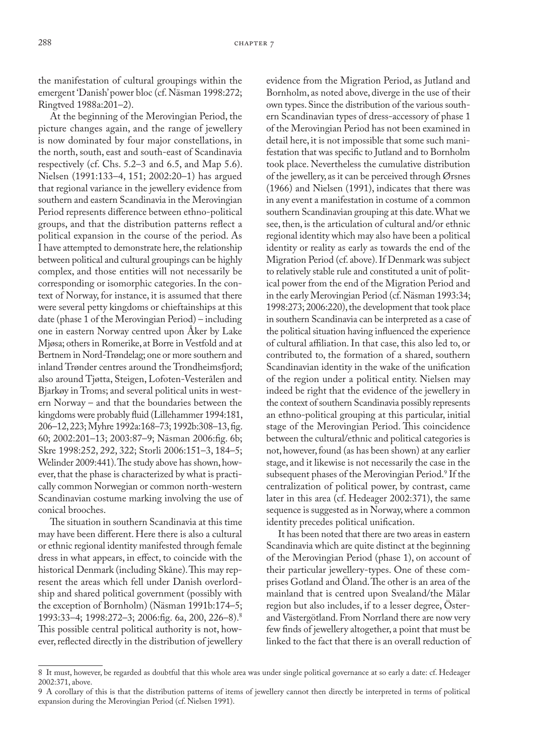the manifestation of cultural groupings within the emergent 'Danish' power bloc (cf. Näsman 1998:272; Ringtved 1988a:201–2).

At the beginning of the Merovingian Period, the picture changes again, and the range of jewellery is now dominated by four major constellations, in the north, south, east and south-east of Scandinavia respectively (cf. Chs. 5.2–3 and 6.5, and Map 5.6). Nielsen (1991:133–4, 151; 2002:20–1) has argued that regional variance in the jewellery evidence from southern and eastern Scandinavia in the Merovingian Period represents difference between ethno-political groups, and that the distribution patterns reflect a political expansion in the course of the period. As I have attempted to demonstrate here, the relationship between political and cultural groupings can be highly complex, and those entities will not necessarily be corresponding or isomorphic categories. In the context of Norway, for instance, it is assumed that there were several petty kingdoms or chieftainships at this date (phase 1 of the Merovingian Period) – including one in eastern Norway centred upon Åker by Lake Mjøsa; others in Romerike, at Borre in Vestfold and at Bertnem in Nord-Trøndelag; one or more southern and inland Trønder centres around the Trondheimsfjord; also around Tjøtta, Steigen, Lofoten-Vesterålen and Bjarkøy in Troms; and several political units in western Norway – and that the boundaries between the kingdoms were probably fluid (Lillehammer 1994:181, 206–12, 223; Myhre 1992a:168–73; 1992b:308–13, fig. 60; 2002:201–13; 2003:87–9; Näsman 2006:fig. 6b; Skre 1998:252, 292, 322; Storli 2006:151–3, 184–5; Welinder 2009:441). The study above has shown, however, that the phase is characterized by what is practically common Norwegian or common north-western Scandinavian costume marking involving the use of conical brooches.

The situation in southern Scandinavia at this time may have been different. Here there is also a cultural or ethnic regional identity manifested through female dress in what appears, in effect, to coincide with the historical Denmark (including Skåne). This may represent the areas which fell under Danish overlordship and shared political government (possibly with the exception of Bornholm) (Näsman 1991b:174–5; 1993:33–4; 1998:272–3; 2006:fig. 6a, 200, 226–8).[8] This possible central political authority is not, however, reflected directly in the distribution of jewellery evidence from the Migration Period, as Jutland and Bornholm, as noted above, diverge in the use of their own types. Since the distribution of the various southern Scandinavian types of dress-accessory of phase 1 of the Merovingian Period has not been examined in detail here, it is not impossible that some such manifestation that was specific to Jutland and to Bornholm took place. Nevertheless the cumulative distribution of the jewellery, as it can be perceived through Ørsnes (1966) and Nielsen (1991), indicates that there was in any event a manifestation in costume of a common southern Scandinavian grouping at this date. What we see, then, is the articulation of cultural and/or ethnic regional identity which may also have been a political identity or reality as early as towards the end of the Migration Period (cf. above). If Denmark was subject to relatively stable rule and constituted a unit of political power from the end of the Migration Period and in the early Merovingian Period (cf. Näsman 1993:34; 1998:273; 2006:220), the development that took place in southern Scandinavia can be interpreted as a case of the political situation having influenced the experience of cultural affiliation. In that case, this also led to, or contributed to, the formation of a shared, southern Scandinavian identity in the wake of the unification of the region under a political entity. Nielsen may indeed be right that the evidence of the jewellery in the context of southern Scandinavia possibly represents an ethno-political grouping at this particular, initial stage of the Merovingian Period. This coincidence between the cultural/ethnic and political categories is not, however, found (as has been shown) at any earlier stage, and it likewise is not necessarily the case in the subsequent phases of the Merovingian Period.[9] If the centralization of political power, by contrast, came later in this area (cf. Hedeager 2002:371), the same sequence is suggested as in Norway, where a common identity precedes political unification.

It has been noted that there are two areas in eastern Scandinavia which are quite distinct at the beginning of the Merovingian Period (phase 1), on account of their particular jewellery-types. One of these comprises Gotland and Öland. The other is an area of the mainland that is centred upon Svealand/the Mälar region but also includes, if to a lesser degree, Öster- and Västergötland. From Norrland there are now very few finds of jewellery altogether, a point that must be linked to the fact that there is an overall reduction of

---

8 It must, however, be regarded as doubtful that this whole area was under single political governance at so early a date: cf. Hedeager 2002:371, above.

9 A corollary of this is that the distribution patterns of items of jewellery cannot then directly be interpreted in terms of political expansion during the Merovingian Period (cf. Nielsen 1991).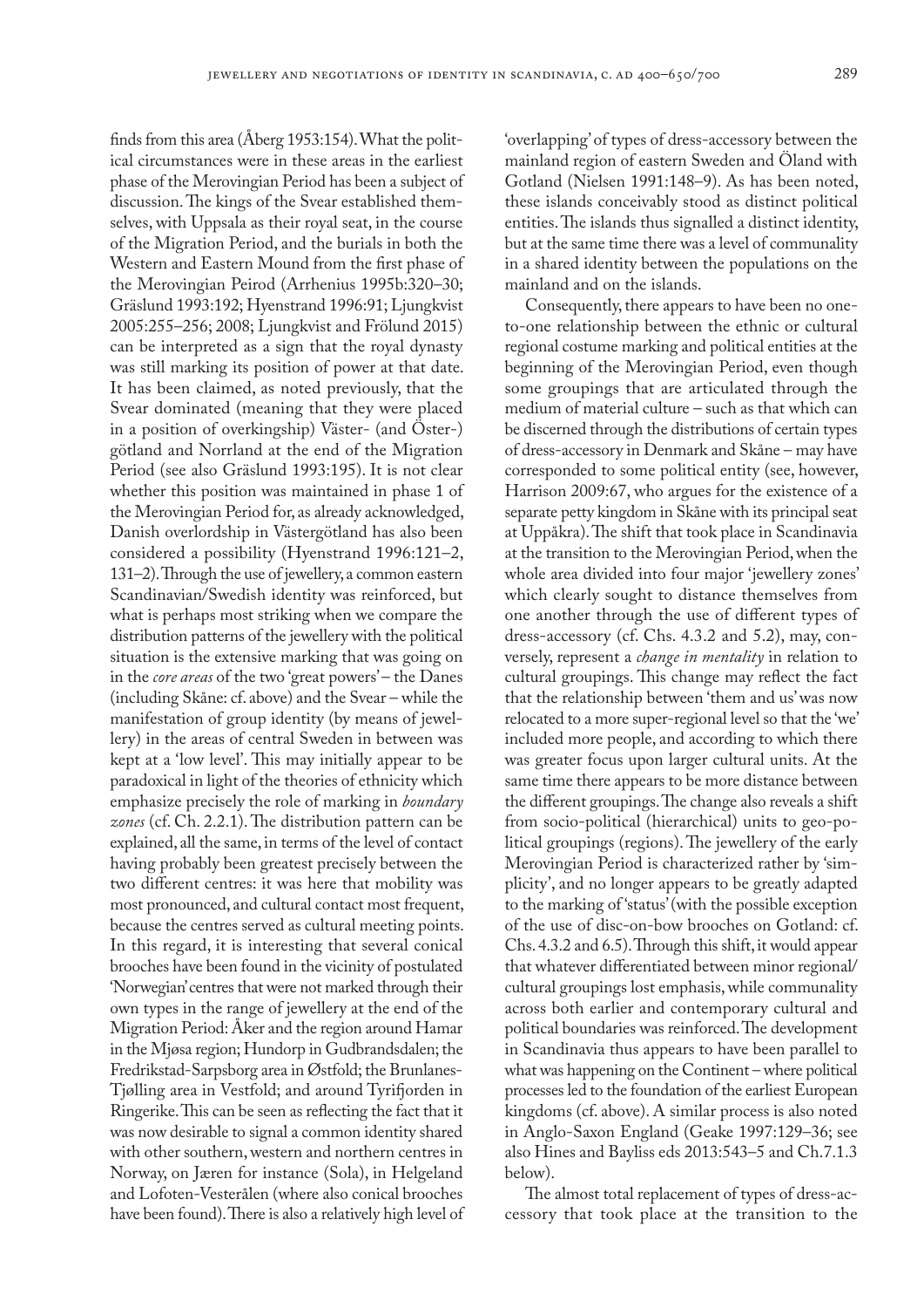finds from this area (Åberg 1953:154). What the political circumstances were in these areas in the earliest phase of the Merovingian Period has been a subject of discussion. The kings of the Svear established themselves, with Uppsala as their royal seat, in the course of the Migration Period, and the burials in both the Western and Eastern Mound from the first phase of the Merovingian Peirod (Arrhenius 1995b:320–30; Gräslund 1993:192; Hyenstrand 1996:91; Ljungkvist 2005:255–256; 2008; Ljungkvist and Frölund 2015) can be interpreted as a sign that the royal dynasty was still marking its position of power at that date. It has been claimed, as noted previously, that the Svear dominated (meaning that they were placed in a position of overkingship) Väster- (and Öster-) götland and Norrland at the end of the Migration Period (see also Gräslund 1993:195). It is not clear whether this position was maintained in phase 1 of the Merovingian Period for, as already acknowledged, Danish overlordship in Västergötland has also been considered a possibility (Hyenstrand 1996:121–2, 131–2). Through the use of jewellery, a common eastern Scandinavian/Swedish identity was reinforced, but what is perhaps most striking when we compare the distribution patterns of the jewellery with the political situation is the extensive marking that was going on in the *core areas* of the two 'great powers' – the Danes (including Skåne: cf. above) and the Svear – while the manifestation of group identity (by means of jewellery) in the areas of central Sweden in between was kept at a 'low level'. This may initially appear to be paradoxical in light of the theories of ethnicity which emphasize precisely the role of marking in *boundary zones* (cf. Ch. 2.2.1). The distribution pattern can be explained, all the same, in terms of the level of contact having probably been greatest precisely between the two different centres: it was here that mobility was most pronounced, and cultural contact most frequent, because the centres served as cultural meeting points. In this regard, it is interesting that several conical brooches have been found in the vicinity of postulated 'Norwegian' centres that were not marked through their own types in the range of jewellery at the end of the Migration Period: Åker and the region around Hamar in the Mjøsa region; Hundorp in Gudbrandsdalen; the Fredrikstad-Sarpsborg area in Østfold; the Brunlanes-Tjølling area in Vestfold; and around Tyrifjorden in Ringerike. This can be seen as reflecting the fact that it was now desirable to signal a common identity shared with other southern, western and northern centres in Norway, on Jæren for instance (Sola), in Helgeland and Lofoten-Vesterålen (where also conical brooches have been found). There is also a relatively high level of 'overlapping' of types of dress-accessory between the mainland region of eastern Sweden and Öland with Gotland (Nielsen 1991:148–9). As has been noted, these islands conceivably stood as distinct political entities. The islands thus signalled a distinct identity, but at the same time there was a level of communality in a shared identity between the populations on the mainland and on the islands.

Consequently, there appears to have been no one-to-one relationship between the ethnic or cultural regional costume marking and political entities at the beginning of the Merovingian Period, even though some groupings that are articulated through the medium of material culture – such as that which can be discerned through the distributions of certain types of dress-accessory in Denmark and Skåne – may have corresponded to some political entity (see, however, Harrison 2009:67, who argues for the existence of a separate petty kingdom in Skåne with its principal seat at Uppåkra). The shift that took place in Scandinavia at the transition to the Merovingian Period, when the whole area divided into four major 'jewellery zones' which clearly sought to distance themselves from one another through the use of different types of dress-accessory (cf. Chs. 4.3.2 and 5.2), may, conversely, represent a *change in mentality* in relation to cultural groupings. This change may reflect the fact that the relationship between 'them and us' was now relocated to a more super-regional level so that the 'we' included more people, and according to which there was greater focus upon larger cultural units. At the same time there appears to be more distance between the different groupings. The change also reveals a shift from socio-political (hierarchical) units to geo-political groupings (regions). The jewellery of the early Merovingian Period is characterized rather by 'simplicity', and no longer appears to be greatly adapted to the marking of 'status' (with the possible exception of the use of disc-on-bow brooches on Gotland: cf. Chs. 4.3.2 and 6.5). Through this shift, it would appear that whatever differentiated between minor regional/cultural groupings lost emphasis, while communality across both earlier and contemporary cultural and political boundaries was reinforced. The development in Scandinavia thus appears to have been parallel to what was happening on the Continent – where political processes led to the foundation of the earliest European kingdoms (cf. above). A similar process is also noted in Anglo-Saxon England (Geake 1997:129–36; see also Hines and Bayliss eds 2013:543–5 and Ch.7.1.3 below).

The almost total replacement of types of dress-accessory that took place at the transition to the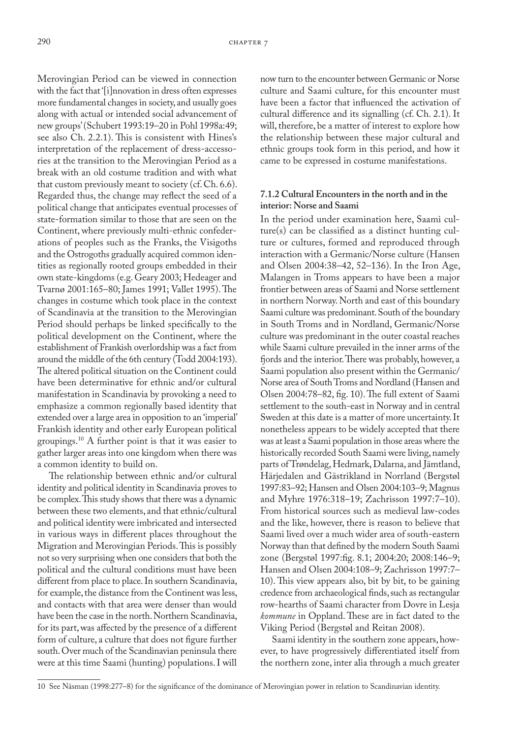Merovingian Period can be viewed in connection with the fact that '[i]nnovation in dress often expresses more fundamental changes in society, and usually goes along with actual or intended social advancement of new groups' (Schubert 1993:19–20 in Pohl 1998a:49; see also Ch. 2.2.1). This is consistent with Hines's interpretation of the replacement of dress-accessories at the transition to the Merovingian Period as a break with an old costume tradition and with what that custom previously meant to society (cf. Ch. 6.6). Regarded thus, the change may reflect the seed of a political change that anticipates eventual processes of state-formation similar to those that are seen on the Continent, where previously multi-ethnic confederations of peoples such as the Franks, the Visigoths and the Ostrogoths gradually acquired common identities as regionally rooted groups embedded in their own state-kingdoms (e.g. Geary 2003; Hedeager and Tvarnø 2001:165–80; James 1991; Vallet 1995). The changes in costume which took place in the context of Scandinavia at the transition to the Merovingian Period should perhaps be linked specifically to the political development on the Continent, where the establishment of Frankish overlordship was a fact from around the middle of the 6th century (Todd 2004:193). The altered political situation on the Continent could have been determinative for ethnic and/or cultural manifestation in Scandinavia by provoking a need to emphasize a common regionally based identity that extended over a large area in opposition to an 'imperial' Frankish identity and other early European political groupings.[10] A further point is that it was easier to gather larger areas into one kingdom when there was a common identity to build on.

The relationship between ethnic and/or cultural identity and political identity in Scandinavia proves to be complex. This study shows that there was a dynamic between these two elements, and that ethnic/cultural and political identity were imbricated and intersected in various ways in different places throughout the Migration and Merovingian Periods. This is possibly not so very surprising when one considers that both the political and the cultural conditions must have been different from place to place. In southern Scandinavia, for example, the distance from the Continent was less, and contacts with that area were denser than would have been the case in the north. Northern Scandinavia, for its part, was affected by the presence of a different form of culture, a culture that does not figure further south. Over much of the Scandinavian peninsula there were at this time Saami (hunting) populations. I will now turn to the encounter between Germanic or Norse culture and Saami culture, for this encounter must have been a factor that influenced the activation of cultural difference and its signalling (cf. Ch. 2.1). It will, therefore, be a matter of interest to explore how the relationship between these major cultural and ethnic groups took form in this period, and how it came to be expressed in costume manifestations.

### 7.1.2 Cultural Encounters in the north and in the interior: Norse and Saami

In the period under examination here, Saami culture(s) can be classified as a distinct hunting culture or cultures, formed and reproduced through interaction with a Germanic/Norse culture (Hansen and Olsen 2004:38–42, 52–136). In the Iron Age, Malangen in Troms appears to have been a major frontier between areas of Saami and Norse settlement in northern Norway. North and east of this boundary Saami culture was predominant. South of the boundary in South Troms and in Nordland, Germanic/Norse culture was predominant in the outer coastal reaches while Saami culture prevailed in the inner arms of the fjords and the interior. There was probably, however, a Saami population also present within the Germanic/Norse area of South Troms and Nordland (Hansen and Olsen 2004:78–82, fig. 10). The full extent of Saami settlement to the south-east in Norway and in central Sweden at this date is a matter of more uncertainty. It nonetheless appears to be widely accepted that there was at least a Saami population in those areas where the historically recorded South Saami were living, namely parts of Trøndelag, Hedmark, Dalarna, and Jämtland, Härjedalen and Gästrikland in Norrland (Bergstøl 1997:83–92; Hansen and Olsen 2004:103–9; Magnus and Myhre 1976:318–19; Zachrisson 1997:7–10). From historical sources such as medieval law-codes and the like, however, there is reason to believe that Saami lived over a much wider area of south-eastern Norway than that defined by the modern South Saami zone (Bergstøl 1997:fig. 8.1; 2004:20; 2008:146–9; Hansen and Olsen 2004:108–9; Zachrisson 1997:7–10). This view appears also, bit by bit, to be gaining credence from archaeological finds, such as rectangular row-hearths of Saami character from Dovre in Lesja *kommune* in Oppland. These are in fact dated to the Viking Period (Bergstøl and Reitan 2008).

Saami identity in the southern zone appears, however, to have progressively differentiated itself from the northern zone, inter alia through a much greater

10 See Näsman (1998:277–8) for the significance of the dominance of Merovingian power in relation to Scandinavian identity.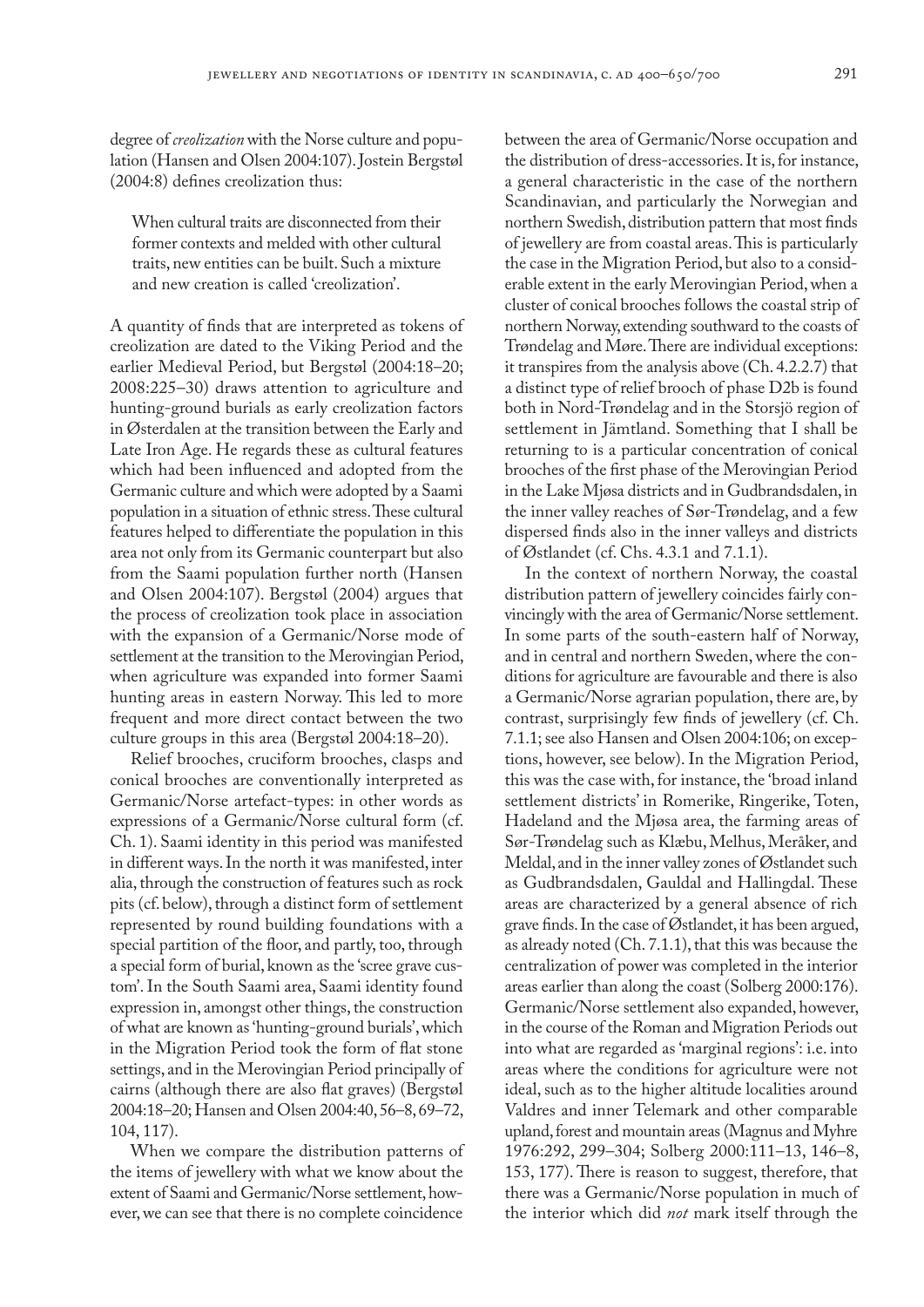degree of *creolization* with the Norse culture and population (Hansen and Olsen 2004:107). Jostein Bergstøl (2004:8) defines creolization thus:

> When cultural traits are disconnected from their former contexts and melded with other cultural traits, new entities can be built. Such a mixture and new creation is called 'creolization'.

A quantity of finds that are interpreted as tokens of creolization are dated to the Viking Period and the earlier Medieval Period, but Bergstøl (2004:18–20; 2008:225–30) draws attention to agriculture and hunting-ground burials as early creolization factors in Østerdalen at the transition between the Early and Late Iron Age. He regards these as cultural features which had been influenced and adopted from the Germanic culture and which were adopted by a Saami population in a situation of ethnic stress. These cultural features helped to differentiate the population in this area not only from its Germanic counterpart but also from the Saami population further north (Hansen and Olsen 2004:107). Bergstøl (2004) argues that the process of creolization took place in association with the expansion of a Germanic/Norse mode of settlement at the transition to the Merovingian Period, when agriculture was expanded into former Saami hunting areas in eastern Norway. This led to more frequent and more direct contact between the two culture groups in this area (Bergstøl 2004:18–20).

Relief brooches, cruciform brooches, clasps and conical brooches are conventionally interpreted as Germanic/Norse artefact-types: in other words as expressions of a Germanic/Norse cultural form (cf. Ch. 1). Saami identity in this period was manifested in different ways. In the north it was manifested, inter alia, through the construction of features such as rock pits (cf. below), through a distinct form of settlement represented by round building foundations with a special partition of the floor, and partly, too, through a special form of burial, known as the 'scree grave custom'. In the South Saami area, Saami identity found expression in, amongst other things, the construction of what are known as 'hunting-ground burials', which in the Migration Period took the form of flat stone settings, and in the Merovingian Period principally of cairns (although there are also flat graves) (Bergstøl 2004:18–20; Hansen and Olsen 2004:40, 56–8, 69–72, 104, 117).

When we compare the distribution patterns of the items of jewellery with what we know about the extent of Saami and Germanic/Norse settlement, however, we can see that there is no complete coincidence between the area of Germanic/Norse occupation and the distribution of dress-accessories. It is, for instance, a general characteristic in the case of the northern Scandinavian, and particularly the Norwegian and northern Swedish, distribution pattern that most finds of jewellery are from coastal areas. This is particularly the case in the Migration Period, but also to a considerable extent in the early Merovingian Period, when a cluster of conical brooches follows the coastal strip of northern Norway, extending southward to the coasts of Trøndelag and Møre. There are individual exceptions: it transpires from the analysis above (Ch. 4.2.2.7) that a distinct type of relief brooch of phase D2b is found both in Nord-Trøndelag and in the Storsjö region of settlement in Jämtland. Something that I shall be returning to is a particular concentration of conical brooches of the first phase of the Merovingian Period in the Lake Mjøsa districts and in Gudbrandsdalen, in the inner valley reaches of Sør-Trøndelag, and a few dispersed finds also in the inner valleys and districts of Østlandet (cf. Chs. 4.3.1 and 7.1.1).

In the context of northern Norway, the coastal distribution pattern of jewellery coincides fairly convincingly with the area of Germanic/Norse settlement. In some parts of the south-eastern half of Norway, and in central and northern Sweden, where the conditions for agriculture are favourable and there is also a Germanic/Norse agrarian population, there are, by contrast, surprisingly few finds of jewellery (cf. Ch. 7.1.1; see also Hansen and Olsen 2004:106; on exceptions, however, see below). In the Migration Period, this was the case with, for instance, the 'broad inland settlement districts' in Romerike, Ringerike, Toten, Hadeland and the Mjøsa area, the farming areas of Sør-Trøndelag such as Klæbu, Melhus, Meråker, and Meldal, and in the inner valley zones of Østlandet such as Gudbrandsdalen, Gauldal and Hallingdal. These areas are characterized by a general absence of rich grave finds. In the case of Østlandet, it has been argued, as already noted (Ch. 7.1.1), that this was because the centralization of power was completed in the interior areas earlier than along the coast (Solberg 2000:176). Germanic/Norse settlement also expanded, however, in the course of the Roman and Migration Periods out into what are regarded as 'marginal regions': i.e. into areas where the conditions for agriculture were not ideal, such as to the higher altitude localities around Valdres and inner Telemark and other comparable upland, forest and mountain areas (Magnus and Myhre 1976:292, 299–304; Solberg 2000:111–13, 146–8, 153, 177). There is reason to suggest, therefore, that there was a Germanic/Norse population in much of the interior which did *not* mark itself through the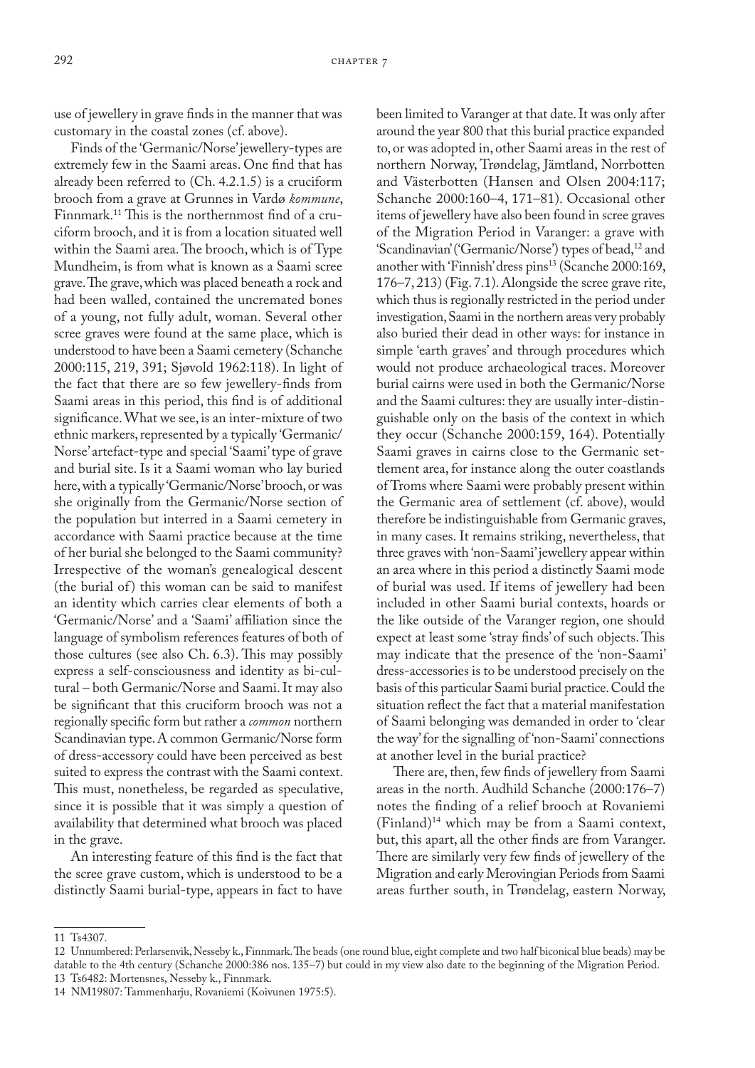use of jewellery in grave finds in the manner that was customary in the coastal zones (cf. above).

Finds of the 'Germanic/Norse' jewellery-types are extremely few in the Saami areas. One find that has already been referred to (Ch. 4.2.1.5) is a cruciform brooch from a grave at Grunnes in Vardø *kommune*, Finnmark.[11] This is the northernmost find of a cruciform brooch, and it is from a location situated well within the Saami area. The brooch, which is of Type Mundheim, is from what is known as a Saami scree grave. The grave, which was placed beneath a rock and had been walled, contained the uncremated bones of a young, not fully adult, woman. Several other scree graves were found at the same place, which is understood to have been a Saami cemetery (Schanche 2000:115, 219, 391; Sjøvold 1962:118). In light of the fact that there are so few jewellery-finds from Saami areas in this period, this find is of additional significance. What we see, is an inter-mixture of two ethnic markers, represented by a typically 'Germanic/Norse' artefact-type and special 'Saami' type of grave and burial site. Is it a Saami woman who lay buried here, with a typically 'Germanic/Norse' brooch, or was she originally from the Germanic/Norse section of the population but interred in a Saami cemetery in accordance with Saami practice because at the time of her burial she belonged to the Saami community? Irrespective of the woman's genealogical descent (the burial of) this woman can be said to manifest an identity which carries clear elements of both a 'Germanic/Norse' and a 'Saami' affiliation since the language of symbolism references features of both of those cultures (see also Ch. 6.3). This may possibly express a self-consciousness and identity as bi-cultural – both Germanic/Norse and Saami. It may also be significant that this cruciform brooch was not a regionally specific form but rather a *common* northern Scandinavian type. A common Germanic/Norse form of dress-accessory could have been perceived as best suited to express the contrast with the Saami context. This must, nonetheless, be regarded as speculative, since it is possible that it was simply a question of availability that determined what brooch was placed in the grave.

An interesting feature of this find is the fact that the scree grave custom, which is understood to be a distinctly Saami burial-type, appears in fact to have been limited to Varanger at that date. It was only after around the year 800 that this burial practice expanded to, or was adopted in, other Saami areas in the rest of northern Norway, Trøndelag, Jämtland, Norrbotten and Västerbotten (Hansen and Olsen 2004:117; Schanche 2000:160–4, 171–81). Occasional other items of jewellery have also been found in scree graves of the Migration Period in Varanger: a grave with 'Scandinavian' ('Germanic/Norse') types of bead,[12] and another with 'Finnish' dress pins[13] (Scanche 2000:169, 176–7, 213) (Fig. 7.1). Alongside the scree grave rite, which thus is regionally restricted in the period under investigation, Saami in the northern areas very probably also buried their dead in other ways: for instance in simple 'earth graves' and through procedures which would not produce archaeological traces. Moreover burial cairns were used in both the Germanic/Norse and the Saami cultures: they are usually inter-distinguishable only on the basis of the context in which they occur (Schanche 2000:159, 164). Potentially Saami graves in cairns close to the Germanic settlement area, for instance along the outer coastlands of Troms where Saami were probably present within the Germanic area of settlement (cf. above), would therefore be indistinguishable from Germanic graves, in many cases. It remains striking, nevertheless, that three graves with 'non-Saami' jewellery appear within an area where in this period a distinctly Saami mode of burial was used. If items of jewellery had been included in other Saami burial contexts, hoards or the like outside of the Varanger region, one should expect at least some 'stray finds' of such objects. This may indicate that the presence of the 'non-Saami' dress-accessories is to be understood precisely on the basis of this particular Saami burial practice. Could the situation reflect the fact that a material manifestation of Saami belonging was demanded in order to 'clear the way' for the signalling of 'non-Saami' connections at another level in the burial practice?

There are, then, few finds of jewellery from Saami areas in the north. Audhild Schanche (2000:176–7) notes the finding of a relief brooch at Rovaniemi (Finland)[14] which may be from a Saami context, but, this apart, all the other finds are from Varanger. There are similarly very few finds of jewellery of the Migration and early Merovingian Periods from Saami areas further south, in Trøndelag, eastern Norway,

---

11 Ts4307.

12 Unnumbered: Perlarsenvik, Nesseby k., Finnmark. The beads (one round blue, eight complete and two half biconical blue beads) may be datable to the 4th century (Schanche 2000:386 nos. 135–7) but could in my view also date to the beginning of the Migration Period.

13 Ts6482: Mortensnes, Nesseby k., Finnmark.

14 NM19807: Tammenharju, Rovaniemi (Koivunen 1975:5).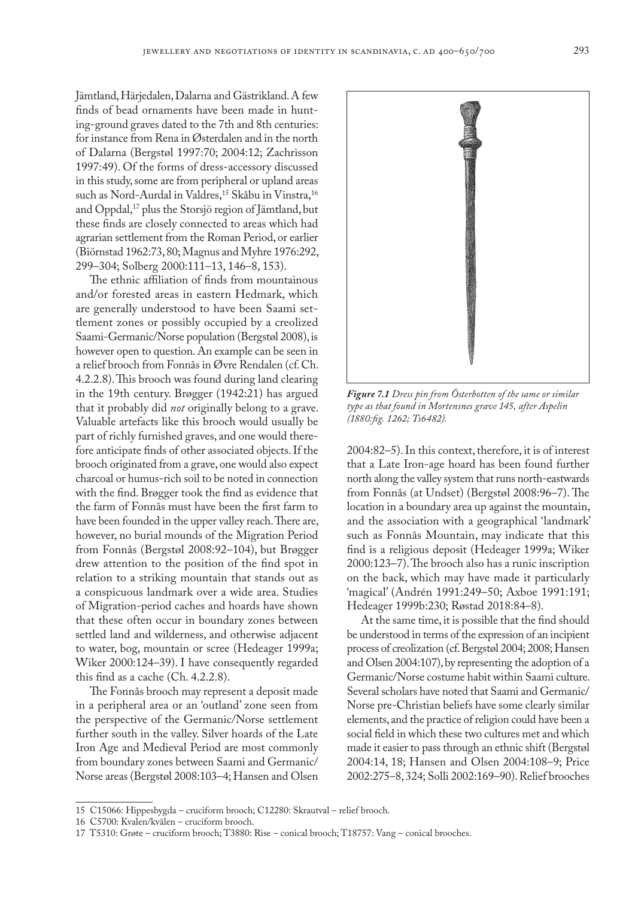Jämtland, Härjedalen, Dalarna and Gästrikland. A few finds of bead ornaments have been made in hunting-ground graves dated to the 7th and 8th centuries: for instance from Rena in Østerdalen and in the north of Dalarna (Bergstøl 1997:70; 2004:12; Zachrisson 1997:49). Of the forms of dress-accessory discussed in this study, some are from peripheral or upland areas such as Nord-Aurdal in Valdres,[15] Skåbu in Vinstra,[16] and Oppdal,[17] plus the Storsjö region of Jämtland, but these finds are closely connected to areas which had agrarian settlement from the Roman Period, or earlier (Biörnstad 1962:73, 80; Magnus and Myhre 1976:292, 299–304; Solberg 2000:111–13, 146–8, 153).

The ethnic affiliation of finds from mountainous and/or forested areas in eastern Hedmark, which are generally understood to have been Saami settlement zones or possibly occupied by a creolized Saami-Germanic/Norse population (Bergstøl 2008), is however open to question. An example can be seen in a relief brooch from Fonnås in Øvre Rendalen (cf. Ch. 4.2.2.8). This brooch was found during land clearing in the 19th century. Brøgger (1942:21) has argued that it probably did *not* originally belong to a grave. Valuable artefacts like this brooch would usually be part of richly furnished graves, and one would therefore anticipate finds of other associated objects. If the brooch originated from a grave, one would also expect charcoal or humus-rich soil to be noted in connection with the find. Brøgger took the find as evidence that the farm of Fonnås must have been the first farm to have been founded in the upper valley reach. There are, however, no burial mounds of the Migration Period from Fonnås (Bergstøl 2008:92–104), but Brøgger drew attention to the position of the find spot in relation to a striking mountain that stands out as a conspicuous landmark over a wide area. Studies of Migration-period caches and hoards have shown that these often occur in boundary zones between settled land and wilderness, and otherwise adjacent to water, bog, mountain or scree (Hedeager 1999a; Wiker 2000:124–39). I have consequently regarded this find as a cache (Ch. 4.2.2.8).

The Fonnås brooch may represent a deposit made in a peripheral area or an 'outland' zone seen from the perspective of the Germanic/Norse settlement further south in the valley. Silver hoards of the Late Iron Age and Medieval Period are most commonly from boundary zones between Saami and Germanic/Norse areas (Bergstøl 2008:103–4; Hansen and Olsen 2004:82–5). In this context, therefore, it is of interest that a Late Iron-age hoard has been found further north along the valley system that runs north-eastwards from Fonnås (at Undset) (Bergstøl 2008:96–7). The location in a boundary area up against the mountain, and the association with a geographical 'landmark' such as Fonnås Mountain, may indicate that this find is a religious deposit (Hedeager 1999a; Wiker 2000:123–7). The brooch also has a runic inscription on the back, which may have made it particularly 'magical' (Andrén 1991:249–50; Axboe 1991:191; Hedeager 1999b:230; Røstad 2018:84–8).

*Figure 7.1 Dress pin from Österbotten of the same or similar type as that found in Mortensnes grave 145, after Aspelin (1880:fig. 1262; Ts6482).*

At the same time, it is possible that the find should be understood in terms of the expression of an incipient process of creolization (cf. Bergstøl 2004; 2008; Hansen and Olsen 2004:107), by representing the adoption of a Germanic/Norse costume habit within Saami culture. Several scholars have noted that Saami and Germanic/Norse pre-Christian beliefs have some clearly similar elements, and the practice of religion could have been a social field in which these two cultures met and which made it easier to pass through an ethnic shift (Bergstøl 2004:14, 18; Hansen and Olsen 2004:108–9; Price 2002:275–8, 324; Solli 2002:169–90). Relief brooches

---

15 C15066: Hippesbygda – cruciform brooch; C12280: Skrautval – relief brooch.

16 C5700: Kvalen/kvålen – cruciform brooch.

17 T5310: Grøte – cruciform brooch; T3880: Rise – conical brooch; T18757: Vang – conical brooches.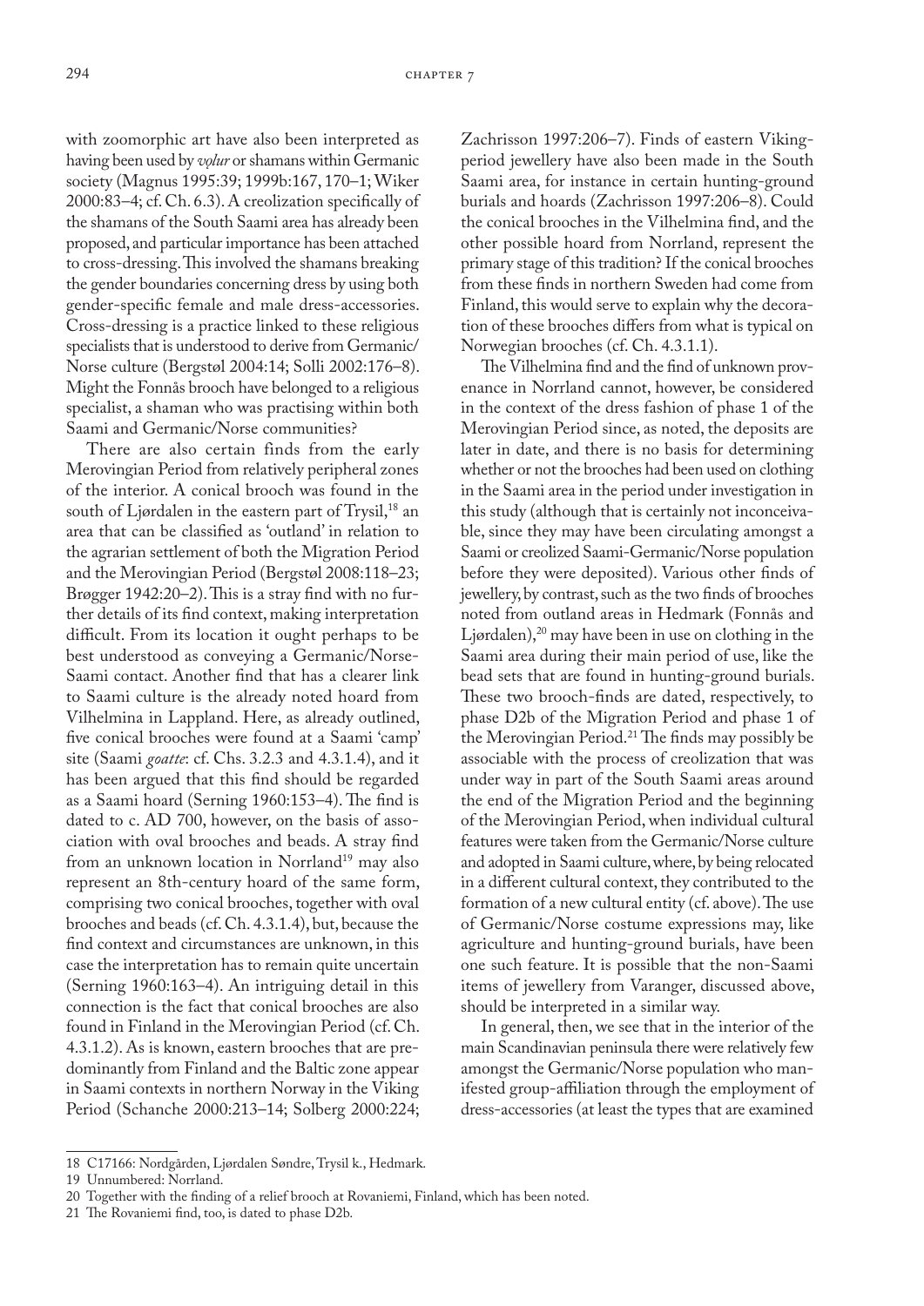with zoomorphic art have also been interpreted as having been used by *vǫlur* or shamans within Germanic society (Magnus 1995:39; 1999b:167, 170–1; Wiker 2000:83–4; cf. Ch. 6.3). A creolization specifically of the shamans of the South Saami area has already been proposed, and particular importance has been attached to cross-dressing. This involved the shamans breaking the gender boundaries concerning dress by using both gender-specific female and male dress-accessories. Cross-dressing is a practice linked to these religious specialists that is understood to derive from Germanic/Norse culture (Bergstøl 2004:14; Solli 2002:176–8). Might the Fonnås brooch have belonged to a religious specialist, a shaman who was practising within both Saami and Germanic/Norse communities?

There are also certain finds from the early Merovingian Period from relatively peripheral zones of the interior. A conical brooch was found in the south of Ljørdalen in the eastern part of Trysil,[18] an area that can be classified as 'outland' in relation to the agrarian settlement of both the Migration Period and the Merovingian Period (Bergstøl 2008:118–23; Brøgger 1942:20–2). This is a stray find with no further details of its find context, making interpretation difficult. From its location it ought perhaps to be best understood as conveying a Germanic/Norse-Saami contact. Another find that has a clearer link to Saami culture is the already noted hoard from Vilhelmina in Lappland. Here, as already outlined, five conical brooches were found at a Saami 'camp' site (Saami *goatte*: cf. Chs. 3.2.3 and 4.3.1.4), and it has been argued that this find should be regarded as a Saami hoard (Serning 1960:153–4). The find is dated to c. AD 700, however, on the basis of association with oval brooches and beads. A stray find from an unknown location in Norrland[19] may also represent an 8th-century hoard of the same form, comprising two conical brooches, together with oval brooches and beads (cf. Ch. 4.3.1.4), but, because the find context and circumstances are unknown, in this case the interpretation has to remain quite uncertain (Serning 1960:163–4). An intriguing detail in this connection is the fact that conical brooches are also found in Finland in the Merovingian Period (cf. Ch. 4.3.1.2). As is known, eastern brooches that are predominantly from Finland and the Baltic zone appear in Saami contexts in northern Norway in the Viking Period (Schanche 2000:213–14; Solberg 2000:224; Zachrisson 1997:206–7). Finds of eastern Viking-period jewellery have also been made in the South Saami area, for instance in certain hunting-ground burials and hoards (Zachrisson 1997:206–8). Could the conical brooches in the Vilhelmina find, and the other possible hoard from Norrland, represent the primary stage of this tradition? If the conical brooches from these finds in northern Sweden had come from Finland, this would serve to explain why the decoration of these brooches differs from what is typical on Norwegian brooches (cf. Ch. 4.3.1.1).

The Vilhelmina find and the find of unknown provenance in Norrland cannot, however, be considered in the context of the dress fashion of phase 1 of the Merovingian Period since, as noted, the deposits are later in date, and there is no basis for determining whether or not the brooches had been used on clothing in the Saami area in the period under investigation in this study (although that is certainly not inconceivable, since they may have been circulating amongst a Saami or creolized Saami-Germanic/Norse population before they were deposited). Various other finds of jewellery, by contrast, such as the two finds of brooches noted from outland areas in Hedmark (Fonnås and Ljørdalen),[20] may have been in use on clothing in the Saami area during their main period of use, like the bead sets that are found in hunting-ground burials. These two brooch-finds are dated, respectively, to phase D2b of the Migration Period and phase 1 of the Merovingian Period.[21] The finds may possibly be associable with the process of creolization that was under way in part of the South Saami areas around the end of the Migration Period and the beginning of the Merovingian Period, when individual cultural features were taken from the Germanic/Norse culture and adopted in Saami culture, where, by being relocated in a different cultural context, they contributed to the formation of a new cultural entity (cf. above). The use of Germanic/Norse costume expressions may, like agriculture and hunting-ground burials, have been one such feature. It is possible that the non-Saami items of jewellery from Varanger, discussed above, should be interpreted in a similar way.

In general, then, we see that in the interior of the main Scandinavian peninsula there were relatively few amongst the Germanic/Norse population who manifested group-affiliation through the employment of dress-accessories (at least the types that are examined

---

18 C17166: Nordgården, Ljørdalen Søndre, Trysil k., Hedmark.

19 Unnumbered: Norrland.

20 Together with the finding of a relief brooch at Rovaniemi, Finland, which has been noted.

21 The Rovaniemi find, too, is dated to phase D2b.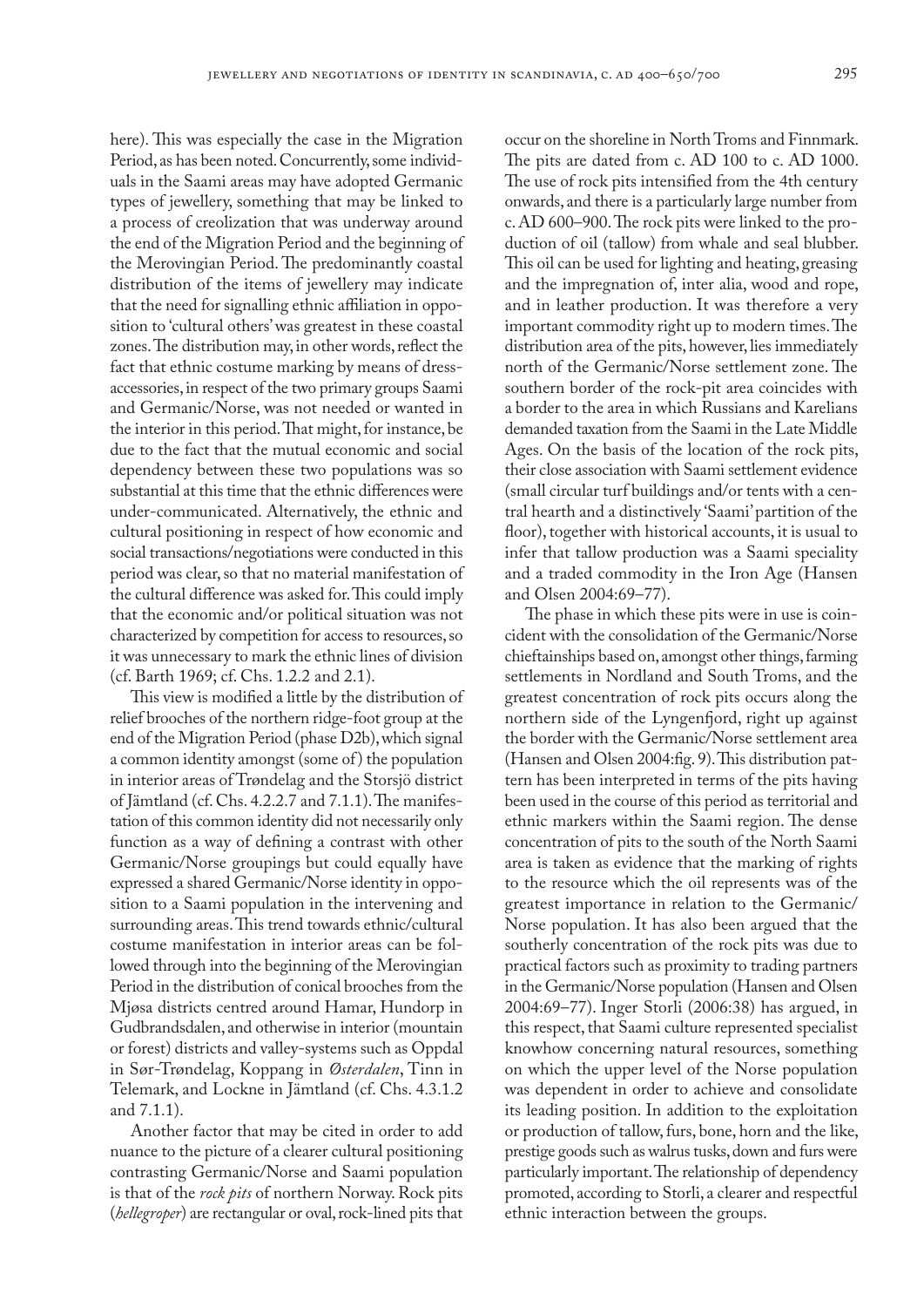here). This was especially the case in the Migration Period, as has been noted. Concurrently, some individuals in the Saami areas may have adopted Germanic types of jewellery, something that may be linked to a process of creolization that was underway around the end of the Migration Period and the beginning of the Merovingian Period. The predominantly coastal distribution of the items of jewellery may indicate that the need for signalling ethnic affiliation in opposition to 'cultural others' was greatest in these coastal zones. The distribution may, in other words, reflect the fact that ethnic costume marking by means of dress-accessories, in respect of the two primary groups Saami and Germanic/Norse, was not needed or wanted in the interior in this period. That might, for instance, be due to the fact that the mutual economic and social dependency between these two populations was so substantial at this time that the ethnic differences were under-communicated. Alternatively, the ethnic and cultural positioning in respect of how economic and social transactions/negotiations were conducted in this period was clear, so that no material manifestation of the cultural difference was asked for. This could imply that the economic and/or political situation was not characterized by competition for access to resources, so it was unnecessary to mark the ethnic lines of division (cf. Barth 1969; cf. Chs. 1.2.2 and 2.1).

This view is modified a little by the distribution of relief brooches of the northern ridge-foot group at the end of the Migration Period (phase D2b), which signal a common identity amongst (some of) the population in interior areas of Trøndelag and the Storsjö district of Jämtland (cf. Chs. 4.2.2.7 and 7.1.1). The manifestation of this common identity did not necessarily only function as a way of defining a contrast with other Germanic/Norse groupings but could equally have expressed a shared Germanic/Norse identity in opposition to a Saami population in the intervening and surrounding areas. This trend towards ethnic/cultural costume manifestation in interior areas can be followed through into the beginning of the Merovingian Period in the distribution of conical brooches from the Mjøsa districts centred around Hamar, Hundorp in Gudbrandsdalen, and otherwise in interior (mountain or forest) districts and valley-systems such as Oppdal in Sør-Trøndelag, Koppang in *Østerdalen*, Tinn in Telemark, and Lockne in Jämtland (cf. Chs. 4.3.1.2 and 7.1.1).

Another factor that may be cited in order to add nuance to the picture of a clearer cultural positioning contrasting Germanic/Norse and Saami population is that of the *rock pits* of northern Norway. Rock pits (*hellegroper*) are rectangular or oval, rock-lined pits that occur on the shoreline in North Troms and Finnmark. The pits are dated from c. AD 100 to c. AD 1000. The use of rock pits intensified from the 4th century onwards, and there is a particularly large number from c. AD 600–900. The rock pits were linked to the production of oil (tallow) from whale and seal blubber. This oil can be used for lighting and heating, greasing and the impregnation of, inter alia, wood and rope, and in leather production. It was therefore a very important commodity right up to modern times. The distribution area of the pits, however, lies immediately north of the Germanic/Norse settlement zone. The southern border of the rock-pit area coincides with a border to the area in which Russians and Karelians demanded taxation from the Saami in the Late Middle Ages. On the basis of the location of the rock pits, their close association with Saami settlement evidence (small circular turf buildings and/or tents with a central hearth and a distinctively 'Saami' partition of the floor), together with historical accounts, it is usual to infer that tallow production was a Saami speciality and a traded commodity in the Iron Age (Hansen and Olsen 2004:69–77).

The phase in which these pits were in use is coincident with the consolidation of the Germanic/Norse chieftainships based on, amongst other things, farming settlements in Nordland and South Troms, and the greatest concentration of rock pits occurs along the northern side of the Lyngenfjord, right up against the border with the Germanic/Norse settlement area (Hansen and Olsen 2004:fig. 9). This distribution pattern has been interpreted in terms of the pits having been used in the course of this period as territorial and ethnic markers within the Saami region. The dense concentration of pits to the south of the North Saami area is taken as evidence that the marking of rights to the resource which the oil represents was of the greatest importance in relation to the Germanic/Norse population. It has also been argued that the southerly concentration of the rock pits was due to practical factors such as proximity to trading partners in the Germanic/Norse population (Hansen and Olsen 2004:69–77). Inger Storli (2006:38) has argued, in this respect, that Saami culture represented specialist knowhow concerning natural resources, something on which the upper level of the Norse population was dependent in order to achieve and consolidate its leading position. In addition to the exploitation or production of tallow, furs, bone, horn and the like, prestige goods such as walrus tusks, down and furs were particularly important. The relationship of dependency promoted, according to Storli, a clearer and respectful ethnic interaction between the groups.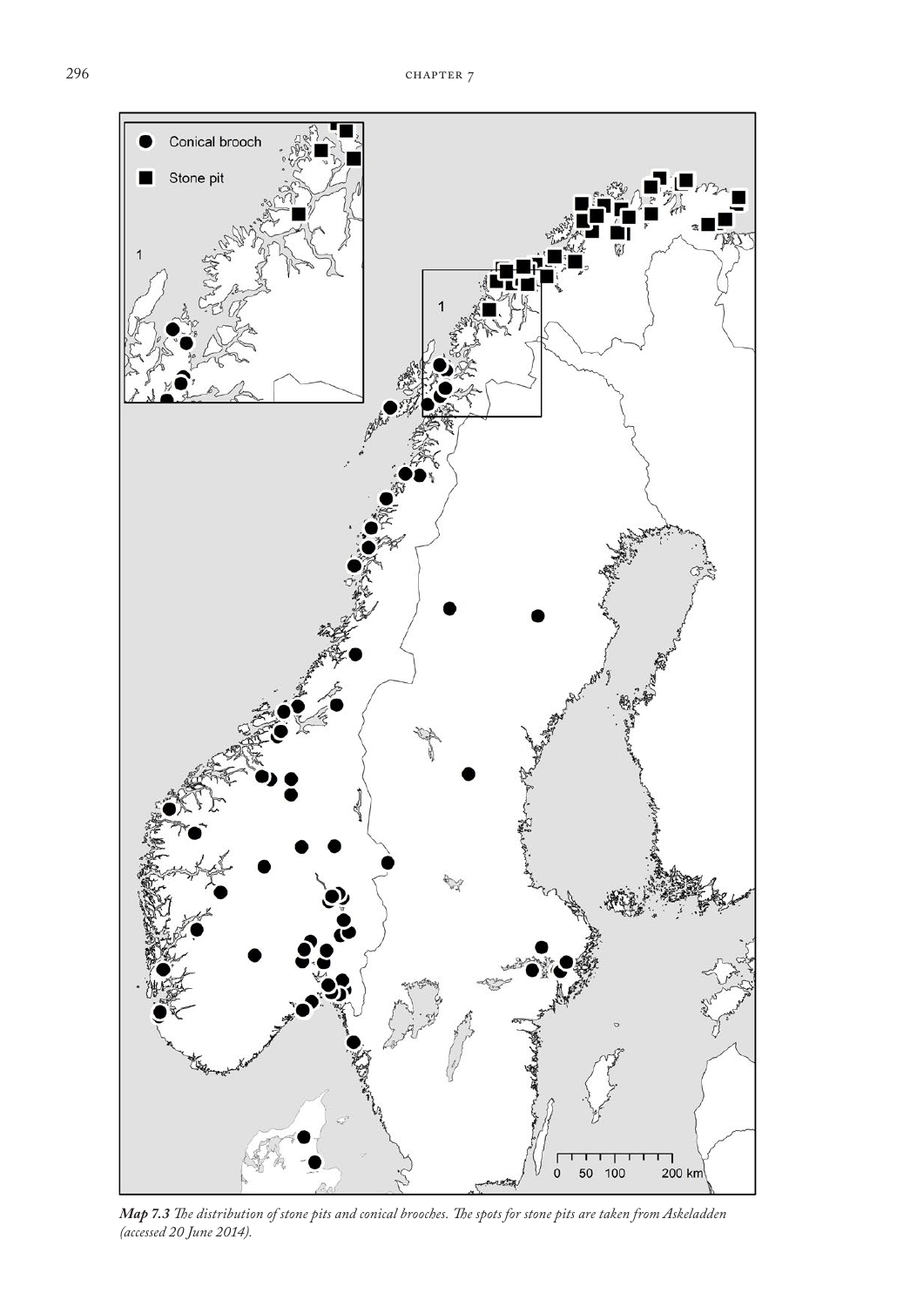*Map 7.3 The distribution of stone pits and conical brooches. The spots for stone pits are taken from Askeladden (accessed 20 June 2014).*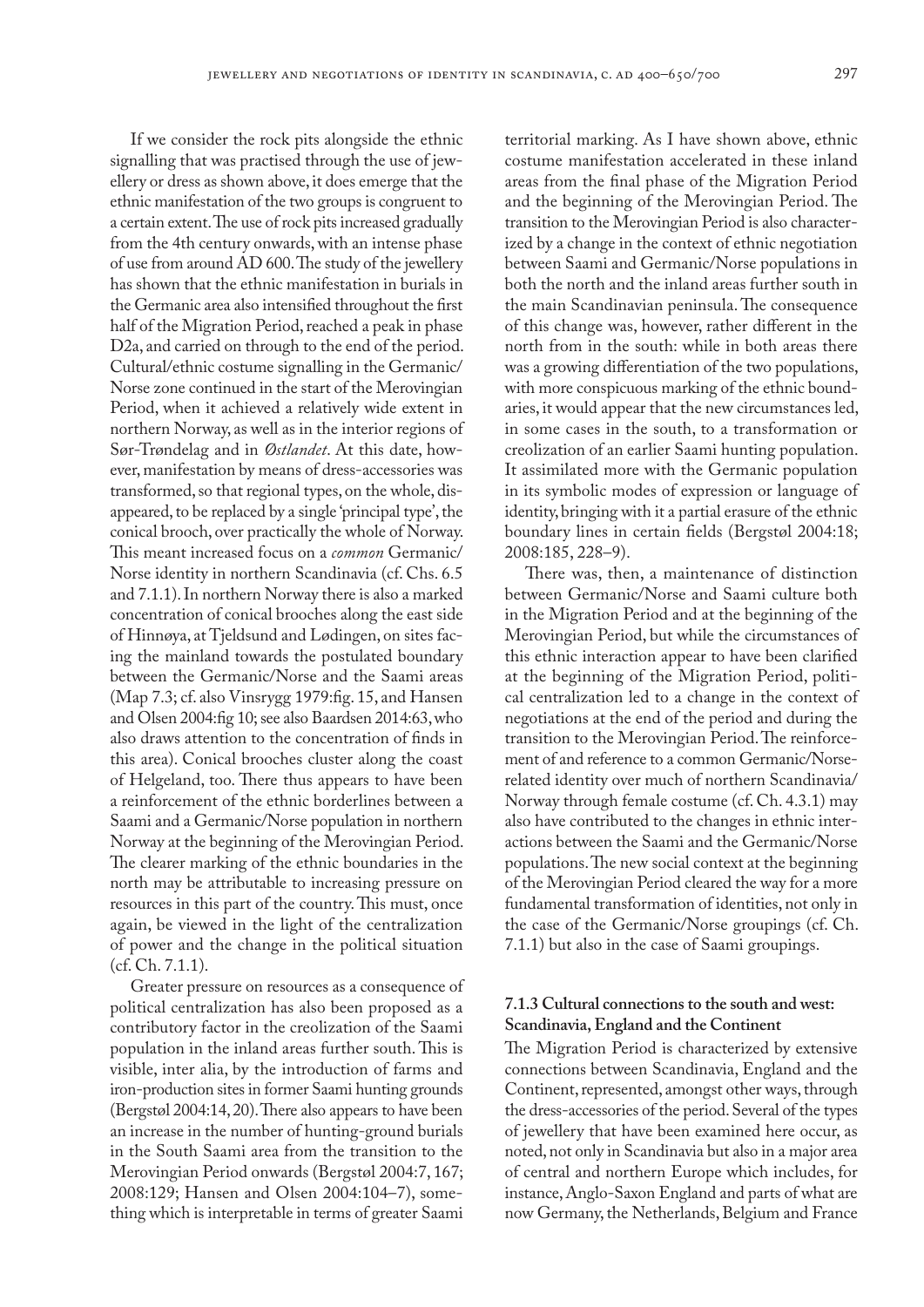If we consider the rock pits alongside the ethnic signalling that was practised through the use of jewellery or dress as shown above, it does emerge that the ethnic manifestation of the two groups is congruent to a certain extent. The use of rock pits increased gradually from the 4th century onwards, with an intense phase of use from around AD 600. The study of the jewellery has shown that the ethnic manifestation in burials in the Germanic area also intensified throughout the first half of the Migration Period, reached a peak in phase D2a, and carried on through to the end of the period. Cultural/ethnic costume signalling in the Germanic/Norse zone continued in the start of the Merovingian Period, when it achieved a relatively wide extent in northern Norway, as well as in the interior regions of Sør-Trøndelag and in *Østlandet*. At this date, however, manifestation by means of dress-accessories was transformed, so that regional types, on the whole, disappeared, to be replaced by a single 'principal type', the conical brooch, over practically the whole of Norway. This meant increased focus on a *common* Germanic/Norse identity in northern Scandinavia (cf. Chs. 6.5 and 7.1.1). In northern Norway there is also a marked concentration of conical brooches along the east side of Hinnøya, at Tjeldsund and Lødingen, on sites facing the mainland towards the postulated boundary between the Germanic/Norse and the Saami areas (Map 7.3; cf. also Vinsrygg 1979:fig. 15, and Hansen and Olsen 2004:fig 10; see also Baardsen 2014:63, who also draws attention to the concentration of finds in this area). Conical brooches cluster along the coast of Helgeland, too. There thus appears to have been a reinforcement of the ethnic borderlines between a Saami and a Germanic/Norse population in northern Norway at the beginning of the Merovingian Period. The clearer marking of the ethnic boundaries in the north may be attributable to increasing pressure on resources in this part of the country. This must, once again, be viewed in the light of the centralization of power and the change in the political situation (cf. Ch. 7.1.1).

Greater pressure on resources as a consequence of political centralization has also been proposed as a contributory factor in the creolization of the Saami population in the inland areas further south. This is visible, inter alia, by the introduction of farms and iron-production sites in former Saami hunting grounds (Bergstøl 2004:14, 20). There also appears to have been an increase in the number of hunting-ground burials in the South Saami area from the transition to the Merovingian Period onwards (Bergstøl 2004:7, 167; 2008:129; Hansen and Olsen 2004:104–7), something which is interpretable in terms of greater Saami territorial marking. As I have shown above, ethnic costume manifestation accelerated in these inland areas from the final phase of the Migration Period and the beginning of the Merovingian Period. The transition to the Merovingian Period is also characterized by a change in the context of ethnic negotiation between Saami and Germanic/Norse populations in both the north and the inland areas further south in the main Scandinavian peninsula. The consequence of this change was, however, rather different in the north from in the south: while in both areas there was a growing differentiation of the two populations, with more conspicuous marking of the ethnic boundaries, it would appear that the new circumstances led, in some cases in the south, to a transformation or creolization of an earlier Saami hunting population. It assimilated more with the Germanic population in its symbolic modes of expression or language of identity, bringing with it a partial erasure of the ethnic boundary lines in certain fields (Bergstøl 2004:18; 2008:185, 228–9).

There was, then, a maintenance of distinction between Germanic/Norse and Saami culture both in the Migration Period and at the beginning of the Merovingian Period, but while the circumstances of this ethnic interaction appear to have been clarified at the beginning of the Migration Period, political centralization led to a change in the context of negotiations at the end of the period and during the transition to the Merovingian Period. The reinforcement of and reference to a common Germanic/Norse-related identity over much of northern Scandinavia/Norway through female costume (cf. Ch. 4.3.1) may also have contributed to the changes in ethnic interactions between the Saami and the Germanic/Norse populations. The new social context at the beginning of the Merovingian Period cleared the way for a more fundamental transformation of identities, not only in the case of the Germanic/Norse groupings (cf. Ch. 7.1.1) but also in the case of Saami groupings.

### 7.1.3 Cultural connections to the south and west: Scandinavia, England and the Continent

The Migration Period is characterized by extensive connections between Scandinavia, England and the Continent, represented, amongst other ways, through the dress-accessories of the period. Several of the types of jewellery that have been examined here occur, as noted, not only in Scandinavia but also in a major area of central and northern Europe which includes, for instance, Anglo-Saxon England and parts of what are now Germany, the Netherlands, Belgium and France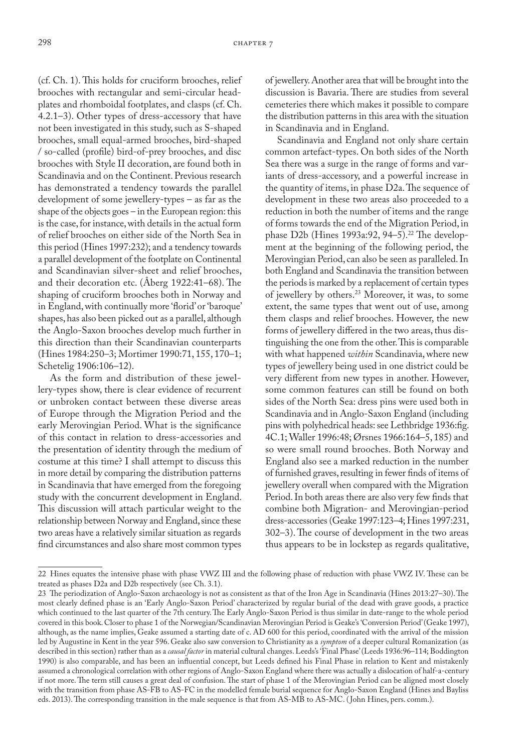(cf. Ch. 1). This holds for cruciform brooches, relief brooches with rectangular and semi-circular headplates and rhomboidal footplates, and clasps (cf. Ch. 4.2.1–3). Other types of dress-accessory that have not been investigated in this study, such as S-shaped brooches, small equal-armed brooches, bird-shaped / so-called (profile) bird-of-prey brooches, and disc brooches with Style II decoration, are found both in Scandinavia and on the Continent. Previous research has demonstrated a tendency towards the parallel development of some jewellery-types – as far as the shape of the objects goes – in the European region: this is the case, for instance, with details in the actual form of relief brooches on either side of the North Sea in this period (Hines 1997:232); and a tendency towards a parallel development of the footplate on Continental and Scandinavian silver-sheet and relief brooches, and their decoration etc. (Åberg 1922:41–68). The shaping of cruciform brooches both in Norway and in England, with continually more 'florid' or 'baroque' shapes, has also been picked out as a parallel, although the Anglo-Saxon brooches develop much further in this direction than their Scandinavian counterparts (Hines 1984:250–3; Mortimer 1990:71, 155, 170–1; Schetelig 1906:106–12).

As the form and distribution of these jewellery-types show, there is clear evidence of recurrent or unbroken contact between these diverse areas of Europe through the Migration Period and the early Merovingian Period. What is the significance of this contact in relation to dress-accessories and the presentation of identity through the medium of costume at this time? I shall attempt to discuss this in more detail by comparing the distribution patterns in Scandinavia that have emerged from the foregoing study with the concurrent development in England. This discussion will attach particular weight to the relationship between Norway and England, since these two areas have a relatively similar situation as regards find circumstances and also share most common types of jewellery. Another area that will be brought into the discussion is Bavaria. There are studies from several cemeteries there which makes it possible to compare the distribution patterns in this area with the situation in Scandinavia and in England.

Scandinavia and England not only share certain common artefact-types. On both sides of the North Sea there was a surge in the range of forms and variants of dress-accessory, and a powerful increase in the quantity of items, in phase D2a. The sequence of development in these two areas also proceeded to a reduction in both the number of items and the range of forms towards the end of the Migration Period, in phase D2b (Hines 1993a:92, 94–5).[22] The development at the beginning of the following period, the Merovingian Period, can also be seen as paralleled. In both England and Scandinavia the transition between the periods is marked by a replacement of certain types of jewellery by others.[23] Moreover, it was, to some extent, the same types that went out of use, among them clasps and relief brooches. However, the new forms of jewellery differed in the two areas, thus distinguishing the one from the other. This is comparable with what happened *within* Scandinavia, where new types of jewellery being used in one district could be very different from new types in another. However, some common features can still be found on both sides of the North Sea: dress pins were used both in Scandinavia and in Anglo-Saxon England (including pins with polyhedral heads: see Lethbridge 1936:fig. 4C.1; Waller 1996:48; Ørsnes 1966:164–5, 185) and so were small round brooches. Both Norway and England also see a marked reduction in the number of furnished graves, resulting in fewer finds of items of jewellery overall when compared with the Migration Period. In both areas there are also very few finds that combine both Migration- and Merovingian-period dress-accessories (Geake 1997:123–4; Hines 1997:231, 302–3). The course of development in the two areas thus appears to be in lockstep as regards qualitative,

---

22 Hines equates the intensive phase with phase VWZ III and the following phase of reduction with phase VWZ IV. These can be treated as phases D2a and D2b respectively (see Ch. 3.1).

23 The periodization of Anglo-Saxon archaeology is not as consistent as that of the Iron Age in Scandinavia (Hines 2013:27–30). The most clearly defined phase is an 'Early Anglo-Saxon Period' characterized by regular burial of the dead with grave goods, a practice which continued to the last quarter of the 7th century. The Early Anglo-Saxon Period is thus similar in date-range to the whole period covered in this book. Closer to phase 1 of the Norwegian/Scandinavian Merovingian Period is Geake's 'Conversion Period' (Geake 1997), although, as the name implies, Geake assumed a starting date of c. AD 600 for this period, coordinated with the arrival of the mission led by Augustine in Kent in the year 596. Geake also saw conversion to Christianity as a *symptom* of a deeper cultural Romanization (as described in this section) rather than as a *causal factor* in material cultural changes. Leeds's 'Final Phase' (Leeds 1936:96–114; Boddington 1990) is also comparable, and has been an influential concept, but Leeds defined his Final Phase in relation to Kent and mistakenly assumed a chronological correlation with other regions of Anglo-Saxon England where there was actually a dislocation of half-a-century if not more. The term still causes a great deal of confusion. The start of phase 1 of the Merovingian Period can be aligned most closely with the transition from phase AS-FB to AS-FC in the modelled female burial sequence for Anglo-Saxon England (Hines and Bayliss eds. 2013). The corresponding transition in the male sequence is that from AS-MB to AS-MC. (John Hines, pers. comm.).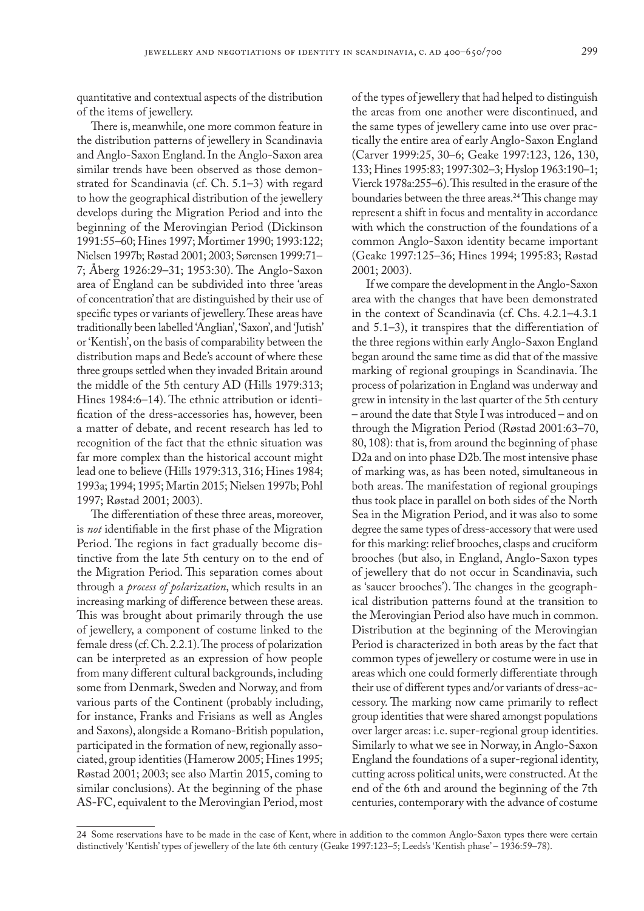quantitative and contextual aspects of the distribution of the items of jewellery.

There is, meanwhile, one more common feature in the distribution patterns of jewellery in Scandinavia and Anglo-Saxon England. In the Anglo-Saxon area similar trends have been observed as those demonstrated for Scandinavia (cf. Ch. 5.1–3) with regard to how the geographical distribution of the jewellery develops during the Migration Period and into the beginning of the Merovingian Period (Dickinson 1991:55–60; Hines 1997; Mortimer 1990; 1993:122; Nielsen 1997b; Røstad 2001; 2003; Sørensen 1999:71–7; Åberg 1926:29–31; 1953:30). The Anglo-Saxon area of England can be subdivided into three 'areas of concentration' that are distinguished by their use of specific types or variants of jewellery. These areas have traditionally been labelled 'Anglian', 'Saxon', and 'Jutish' or 'Kentish', on the basis of comparability between the distribution maps and Bede's account of where these three groups settled when they invaded Britain around the middle of the 5th century AD (Hills 1979:313; Hines 1984:6–14). The ethnic attribution or identification of the dress-accessories has, however, been a matter of debate, and recent research has led to recognition of the fact that the ethnic situation was far more complex than the historical account might lead one to believe (Hills 1979:313, 316; Hines 1984; 1993a; 1994; 1995; Martin 2015; Nielsen 1997b; Pohl 1997; Røstad 2001; 2003).

The differentiation of these three areas, moreover, is *not* identifiable in the first phase of the Migration Period. The regions in fact gradually become distinctive from the late 5th century on to the end of the Migration Period. This separation comes about through a *process of polarization*, which results in an increasing marking of difference between these areas. This was brought about primarily through the use of jewellery, a component of costume linked to the female dress (cf. Ch. 2.2.1). The process of polarization can be interpreted as an expression of how people from many different cultural backgrounds, including some from Denmark, Sweden and Norway, and from various parts of the Continent (probably including, for instance, Franks and Frisians as well as Angles and Saxons), alongside a Romano-British population, participated in the formation of new, regionally associated, group identities (Hamerow 2005; Hines 1995; Røstad 2001; 2003; see also Martin 2015, coming to similar conclusions). At the beginning of the phase AS-FC, equivalent to the Merovingian Period, most of the types of jewellery that had helped to distinguish the areas from one another were discontinued, and the same types of jewellery came into use over practically the entire area of early Anglo-Saxon England (Carver 1999:25, 30–6; Geake 1997:123, 126, 130, 133; Hines 1995:83; 1997:302–3; Hyslop 1963:190–1; Vierck 1978a:255–6). This resulted in the erasure of the boundaries between the three areas.[24] This change may represent a shift in focus and mentality in accordance with which the construction of the foundations of a common Anglo-Saxon identity became important (Geake 1997:125–36; Hines 1994; 1995:83; Røstad 2001; 2003).

If we compare the development in the Anglo-Saxon area with the changes that have been demonstrated in the context of Scandinavia (cf. Chs. 4.2.1–4.3.1 and 5.1–3), it transpires that the differentiation of the three regions within early Anglo-Saxon England began around the same time as did that of the massive marking of regional groupings in Scandinavia. The process of polarization in England was underway and grew in intensity in the last quarter of the 5th century – around the date that Style I was introduced – and on through the Migration Period (Røstad 2001:63–70, 80, 108): that is, from around the beginning of phase D2a and on into phase D2b. The most intensive phase of marking was, as has been noted, simultaneous in both areas. The manifestation of regional groupings thus took place in parallel on both sides of the North Sea in the Migration Period, and it was also to some degree the same types of dress-accessory that were used for this marking: relief brooches, clasps and cruciform brooches (but also, in England, Anglo-Saxon types of jewellery that do not occur in Scandinavia, such as 'saucer brooches'). The changes in the geographical distribution patterns found at the transition to the Merovingian Period also have much in common. Distribution at the beginning of the Merovingian Period is characterized in both areas by the fact that common types of jewellery or costume were in use in areas which one could formerly differentiate through their use of different types and/or variants of dress-accessory. The marking now came primarily to reflect group identities that were shared amongst populations over larger areas: i.e. super-regional group identities. Similarly to what we see in Norway, in Anglo-Saxon England the foundations of a super-regional identity, cutting across political units, were constructed. At the end of the 6th and around the beginning of the 7th centuries, contemporary with the advance of costume

---

24 Some reservations have to be made in the case of Kent, where in addition to the common Anglo-Saxon types there were certain distinctively 'Kentish' types of jewellery of the late 6th century (Geake 1997:123–5; Leeds's 'Kentish phase' – 1936:59–78).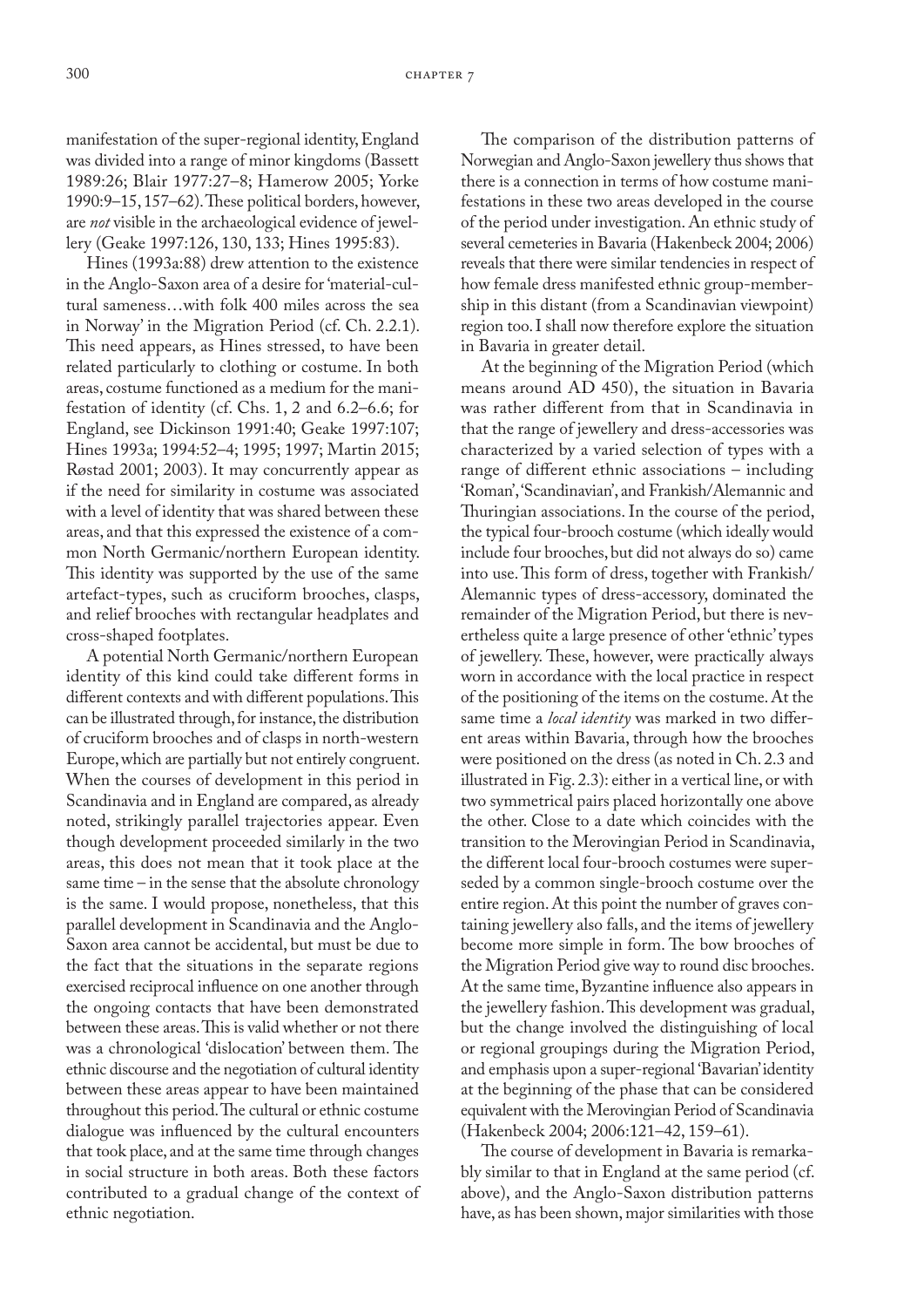manifestation of the super-regional identity, England was divided into a range of minor kingdoms (Bassett 1989:26; Blair 1977:27–8; Hamerow 2005; Yorke 1990:9–15, 157–62). These political borders, however, are *not* visible in the archaeological evidence of jewellery (Geake 1997:126, 130, 133; Hines 1995:83).

Hines (1993a:88) drew attention to the existence in the Anglo-Saxon area of a desire for 'material-cultural sameness…with folk 400 miles across the sea in Norway' in the Migration Period (cf. Ch. 2.2.1). This need appears, as Hines stressed, to have been related particularly to clothing or costume. In both areas, costume functioned as a medium for the manifestation of identity (cf. Chs. 1, 2 and 6.2–6.6; for England, see Dickinson 1991:40; Geake 1997:107; Hines 1993a; 1994:52–4; 1995; 1997; Martin 2015; Røstad 2001; 2003). It may concurrently appear as if the need for similarity in costume was associated with a level of identity that was shared between these areas, and that this expressed the existence of a common North Germanic/northern European identity. This identity was supported by the use of the same artefact-types, such as cruciform brooches, clasps, and relief brooches with rectangular headplates and cross-shaped footplates.

A potential North Germanic/northern European identity of this kind could take different forms in different contexts and with different populations. This can be illustrated through, for instance, the distribution of cruciform brooches and of clasps in north-western Europe, which are partially but not entirely congruent. When the courses of development in this period in Scandinavia and in England are compared, as already noted, strikingly parallel trajectories appear. Even though development proceeded similarly in the two areas, this does not mean that it took place at the same time – in the sense that the absolute chronology is the same. I would propose, nonetheless, that this parallel development in Scandinavia and the Anglo-Saxon area cannot be accidental, but must be due to the fact that the situations in the separate regions exercised reciprocal influence on one another through the ongoing contacts that have been demonstrated between these areas. This is valid whether or not there was a chronological 'dislocation' between them. The ethnic discourse and the negotiation of cultural identity between these areas appear to have been maintained throughout this period. The cultural or ethnic costume dialogue was influenced by the cultural encounters that took place, and at the same time through changes in social structure in both areas. Both these factors contributed to a gradual change of the context of ethnic negotiation.

The comparison of the distribution patterns of Norwegian and Anglo-Saxon jewellery thus shows that there is a connection in terms of how costume manifestations in these two areas developed in the course of the period under investigation. An ethnic study of several cemeteries in Bavaria (Hakenbeck 2004; 2006) reveals that there were similar tendencies in respect of how female dress manifested ethnic group-membership in this distant (from a Scandinavian viewpoint) region too. I shall now therefore explore the situation in Bavaria in greater detail.

At the beginning of the Migration Period (which means around AD 450), the situation in Bavaria was rather different from that in Scandinavia in that the range of jewellery and dress-accessories was characterized by a varied selection of types with a range of different ethnic associations – including 'Roman', 'Scandinavian', and Frankish/Alemannic and Thuringian associations. In the course of the period, the typical four-brooch costume (which ideally would include four brooches, but did not always do so) came into use. This form of dress, together with Frankish/Alemannic types of dress-accessory, dominated the remainder of the Migration Period, but there is nevertheless quite a large presence of other 'ethnic' types of jewellery. These, however, were practically always worn in accordance with the local practice in respect of the positioning of the items on the costume. At the same time a *local identity* was marked in two different areas within Bavaria, through how the brooches were positioned on the dress (as noted in Ch. 2.3 and illustrated in Fig. 2.3): either in a vertical line, or with two symmetrical pairs placed horizontally one above the other. Close to a date which coincides with the transition to the Merovingian Period in Scandinavia, the different local four-brooch costumes were superseded by a common single-brooch costume over the entire region. At this point the number of graves containing jewellery also falls, and the items of jewellery become more simple in form. The bow brooches of the Migration Period give way to round disc brooches. At the same time, Byzantine influence also appears in the jewellery fashion. This development was gradual, but the change involved the distinguishing of local or regional groupings during the Migration Period, and emphasis upon a super-regional 'Bavarian' identity at the beginning of the phase that can be considered equivalent with the Merovingian Period of Scandinavia (Hakenbeck 2004; 2006:121–42, 159–61).

The course of development in Bavaria is remarkably similar to that in England at the same period (cf. above), and the Anglo-Saxon distribution patterns have, as has been shown, major similarities with those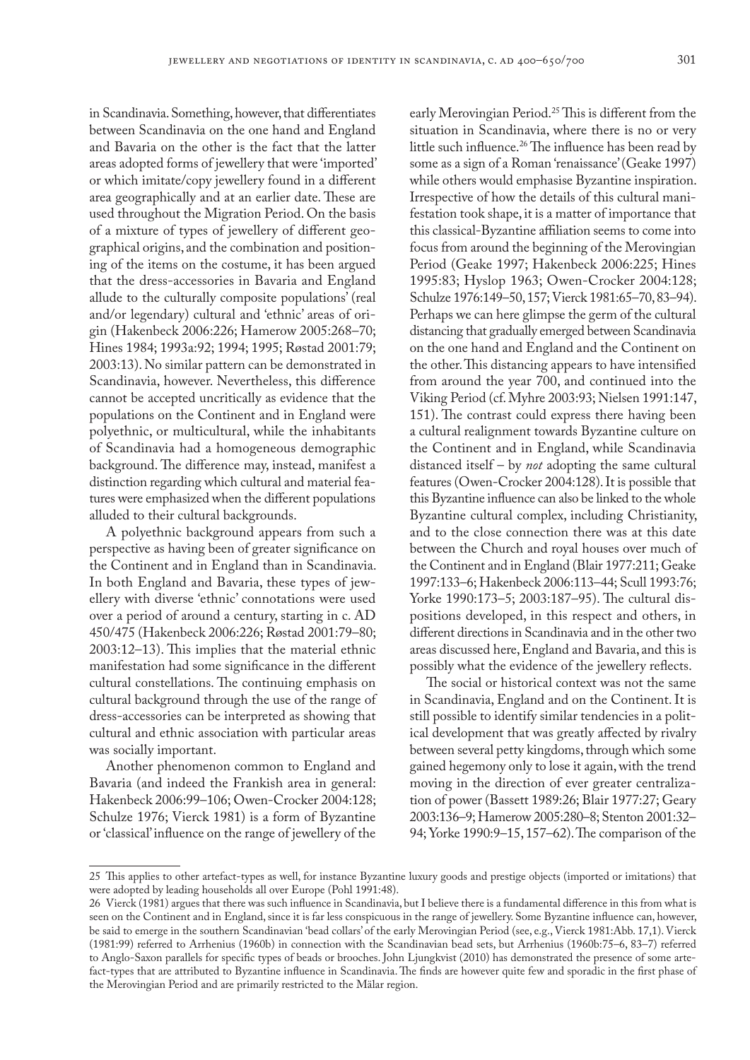in Scandinavia. Something, however, that differentiates between Scandinavia on the one hand and England and Bavaria on the other is the fact that the latter areas adopted forms of jewellery that were 'imported' or which imitate/copy jewellery found in a different area geographically and at an earlier date. These are used throughout the Migration Period. On the basis of a mixture of types of jewellery of different geographical origins, and the combination and positioning of the items on the costume, it has been argued that the dress-accessories in Bavaria and England allude to the culturally composite populations' (real and/or legendary) cultural and 'ethnic' areas of origin (Hakenbeck 2006:226; Hamerow 2005:268–70; Hines 1984; 1993a:92; 1994; 1995; Røstad 2001:79; 2003:13). No similar pattern can be demonstrated in Scandinavia, however. Nevertheless, this difference cannot be accepted uncritically as evidence that the populations on the Continent and in England were polyethnic, or multicultural, while the inhabitants of Scandinavia had a homogeneous demographic background. The difference may, instead, manifest a distinction regarding which cultural and material features were emphasized when the different populations alluded to their cultural backgrounds.

A polyethnic background appears from such a perspective as having been of greater significance on the Continent and in England than in Scandinavia. In both England and Bavaria, these types of jewellery with diverse 'ethnic' connotations were used over a period of around a century, starting in c. AD 450/475 (Hakenbeck 2006:226; Røstad 2001:79–80; 2003:12–13). This implies that the material ethnic manifestation had some significance in the different cultural constellations. The continuing emphasis on cultural background through the use of the range of dress-accessories can be interpreted as showing that cultural and ethnic association with particular areas was socially important.

Another phenomenon common to England and Bavaria (and indeed the Frankish area in general: Hakenbeck 2006:99–106; Owen-Crocker 2004:128; Schulze 1976; Vierck 1981) is a form of Byzantine or 'classical' influence on the range of jewellery of the early Merovingian Period.[25] This is different from the situation in Scandinavia, where there is no or very little such influence.[26] The influence has been read by some as a sign of a Roman 'renaissance' (Geake 1997) while others would emphasise Byzantine inspiration. Irrespective of how the details of this cultural manifestation took shape, it is a matter of importance that this classical-Byzantine affiliation seems to come into focus from around the beginning of the Merovingian Period (Geake 1997; Hakenbeck 2006:225; Hines 1995:83; Hyslop 1963; Owen-Crocker 2004:128; Schulze 1976:149–50, 157; Vierck 1981:65–70, 83–94). Perhaps we can here glimpse the germ of the cultural distancing that gradually emerged between Scandinavia on the one hand and England and the Continent on the other. This distancing appears to have intensified from around the year 700, and continued into the Viking Period (cf. Myhre 2003:93; Nielsen 1991:147, 151). The contrast could express there having been a cultural realignment towards Byzantine culture on the Continent and in England, while Scandinavia distanced itself – by *not* adopting the same cultural features (Owen-Crocker 2004:128). It is possible that this Byzantine influence can also be linked to the whole Byzantine cultural complex, including Christianity, and to the close connection there was at this date between the Church and royal houses over much of the Continent and in England (Blair 1977:211; Geake 1997:133–6; Hakenbeck 2006:113–44; Scull 1993:76; Yorke 1990:173–5; 2003:187–95). The cultural dispositions developed, in this respect and others, in different directions in Scandinavia and in the other two areas discussed here, England and Bavaria, and this is possibly what the evidence of the jewellery reflects.

The social or historical context was not the same in Scandinavia, England and on the Continent. It is still possible to identify similar tendencies in a political development that was greatly affected by rivalry between several petty kingdoms, through which some gained hegemony only to lose it again, with the trend moving in the direction of ever greater centralization of power (Bassett 1989:26; Blair 1977:27; Geary 2003:136–9; Hamerow 2005:280–8; Stenton 2001:32–94; Yorke 1990:9–15, 157–62). The comparison of the

---

25 This applies to other artefact-types as well, for instance Byzantine luxury goods and prestige objects (imported or imitations) that were adopted by leading households all over Europe (Pohl 1991:48).

26 Vierck (1981) argues that there was such influence in Scandinavia, but I believe there is a fundamental difference in this from what is seen on the Continent and in England, since it is far less conspicuous in the range of jewellery. Some Byzantine influence can, however, be said to emerge in the southern Scandinavian 'bead collars' of the early Merovingian Period (see, e.g., Vierck 1981:Abb. 17,1). Vierck (1981:99) referred to Arrhenius (1960b) in connection with the Scandinavian bead sets, but Arrhenius (1960b:75–6, 83–7) referred to Anglo-Saxon parallels for specific types of beads or brooches. John Ljungkvist (2010) has demonstrated the presence of some artefact-types that are attributed to Byzantine influence in Scandinavia. The finds are however quite few and sporadic in the first phase of the Merovingian Period and are primarily restricted to the Mälar region.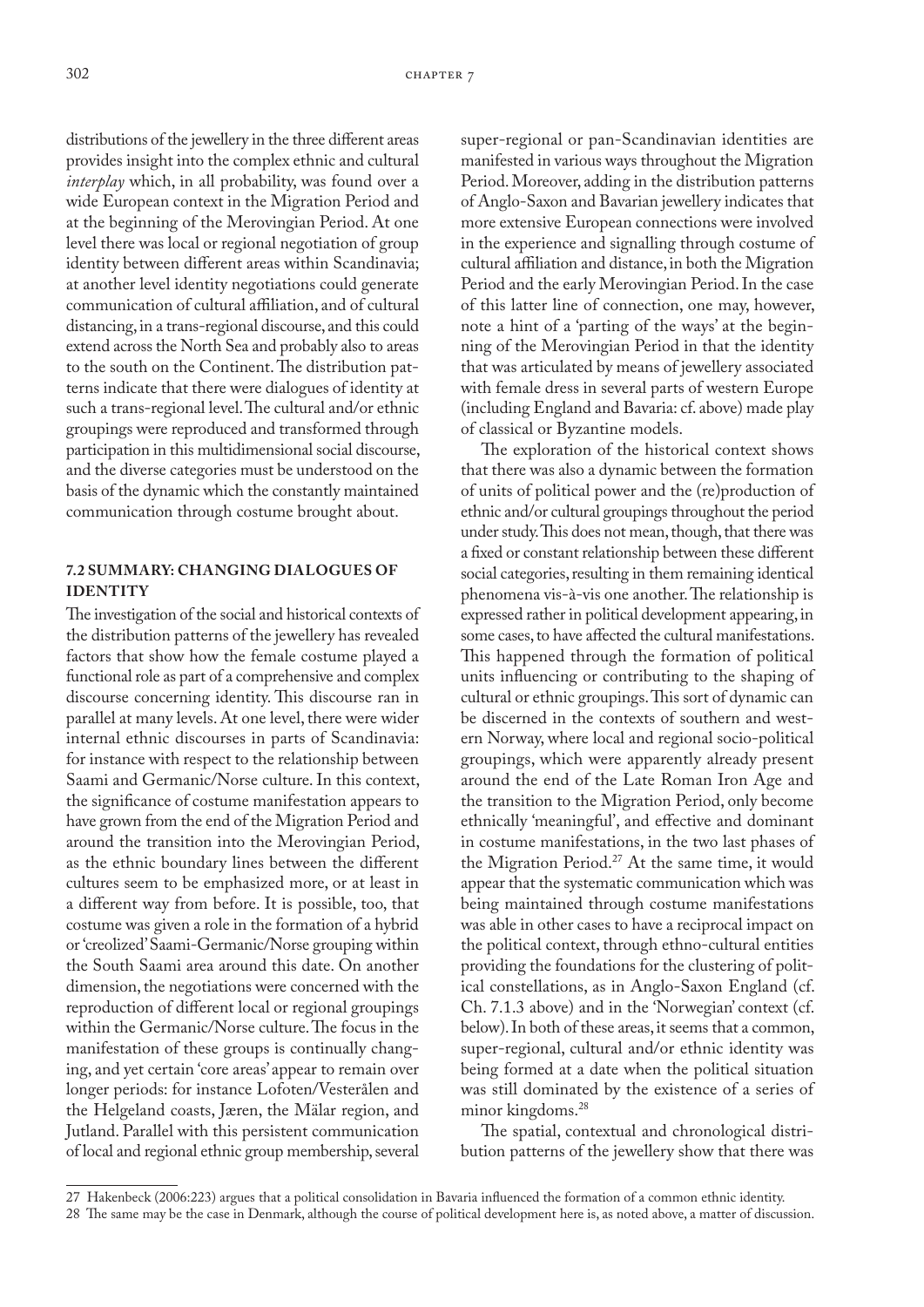distributions of the jewellery in the three different areas provides insight into the complex ethnic and cultural *interplay* which, in all probability, was found over a wide European context in the Migration Period and at the beginning of the Merovingian Period. At one level there was local or regional negotiation of group identity between different areas within Scandinavia; at another level identity negotiations could generate communication of cultural affiliation, and of cultural distancing, in a trans-regional discourse, and this could extend across the North Sea and probably also to areas to the south on the Continent. The distribution patterns indicate that there were dialogues of identity at such a trans-regional level. The cultural and/or ethnic groupings were reproduced and transformed through participation in this multidimensional social discourse, and the diverse categories must be understood on the basis of the dynamic which the constantly maintained communication through costume brought about.

### 7.2 SUMMARY: CHANGING DIALOGUES OF IDENTITY

The investigation of the social and historical contexts of the distribution patterns of the jewellery has revealed factors that show how the female costume played a functional role as part of a comprehensive and complex discourse concerning identity. This discourse ran in parallel at many levels. At one level, there were wider internal ethnic discourses in parts of Scandinavia: for instance with respect to the relationship between Saami and Germanic/Norse culture. In this context, the significance of costume manifestation appears to have grown from the end of the Migration Period and around the transition into the Merovingian Period, as the ethnic boundary lines between the different cultures seem to be emphasized more, or at least in a different way from before. It is possible, too, that costume was given a role in the formation of a hybrid or 'creolized' Saami-Germanic/Norse grouping within the South Saami area around this date. On another dimension, the negotiations were concerned with the reproduction of different local or regional groupings within the Germanic/Norse culture. The focus in the manifestation of these groups is continually changing, and yet certain 'core areas' appear to remain over longer periods: for instance Lofoten/Vesterålen and the Helgeland coasts, Jæren, the Mälar region, and Jutland. Parallel with this persistent communication of local and regional ethnic group membership, several super-regional or pan-Scandinavian identities are manifested in various ways throughout the Migration Period. Moreover, adding in the distribution patterns of Anglo-Saxon and Bavarian jewellery indicates that more extensive European connections were involved in the experience and signalling through costume of cultural affiliation and distance, in both the Migration Period and the early Merovingian Period. In the case of this latter line of connection, one may, however, note a hint of a 'parting of the ways' at the beginning of the Merovingian Period in that the identity that was articulated by means of jewellery associated with female dress in several parts of western Europe (including England and Bavaria: cf. above) made play of classical or Byzantine models.

The exploration of the historical context shows that there was also a dynamic between the formation of units of political power and the (re)production of ethnic and/or cultural groupings throughout the period under study. This does not mean, though, that there was a fixed or constant relationship between these different social categories, resulting in them remaining identical phenomena vis-à-vis one another. The relationship is expressed rather in political development appearing, in some cases, to have affected the cultural manifestations. This happened through the formation of political units influencing or contributing to the shaping of cultural or ethnic groupings. This sort of dynamic can be discerned in the contexts of southern and western Norway, where local and regional socio-political groupings, which were apparently already present around the end of the Late Roman Iron Age and the transition to the Migration Period, only become ethnically 'meaningful', and effective and dominant in costume manifestations, in the two last phases of the Migration Period.[27] At the same time, it would appear that the systematic communication which was being maintained through costume manifestations was able in other cases to have a reciprocal impact on the political context, through ethno-cultural entities providing the foundations for the clustering of political constellations, as in Anglo-Saxon England (cf. Ch. 7.1.3 above) and in the 'Norwegian' context (cf. below). In both of these areas, it seems that a common, super-regional, cultural and/or ethnic identity was being formed at a date when the political situation was still dominated by the existence of a series of minor kingdoms.[28]

The spatial, contextual and chronological distribution patterns of the jewellery show that there was

---

27 Hakenbeck (2006:223) argues that a political consolidation in Bavaria influenced the formation of a common ethnic identity.

28 The same may be the case in Denmark, although the course of political development here is, as noted above, a matter of discussion.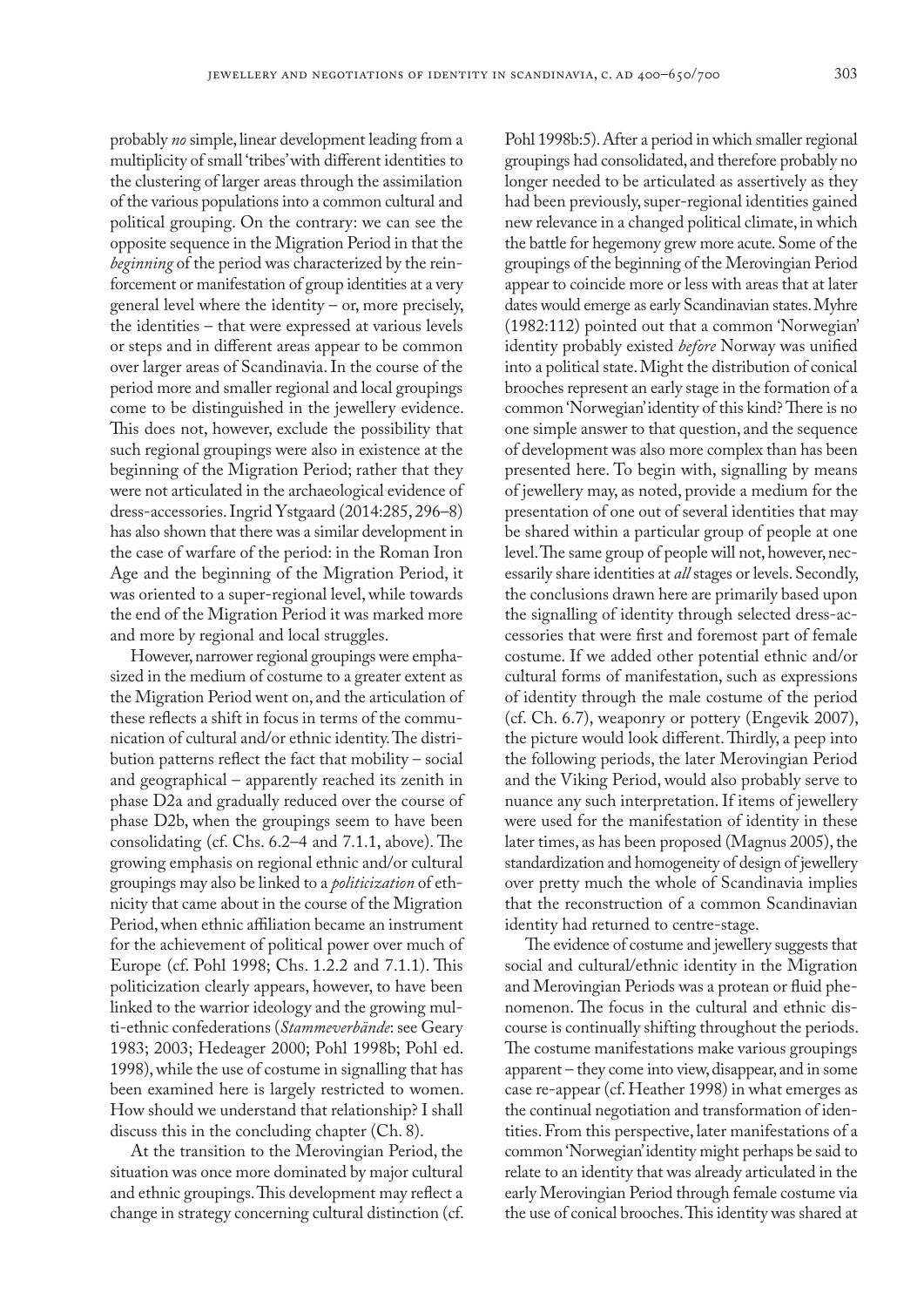probably *no* simple, linear development leading from a multiplicity of small 'tribes' with different identities to the clustering of larger areas through the assimilation of the various populations into a common cultural and political grouping. On the contrary: we can see the opposite sequence in the Migration Period in that the *beginning* of the period was characterized by the reinforcement or manifestation of group identities at a very general level where the identity – or, more precisely, the identities – that were expressed at various levels or steps and in different areas appear to be common over larger areas of Scandinavia. In the course of the period more and smaller regional and local groupings come to be distinguished in the jewellery evidence. This does not, however, exclude the possibility that such regional groupings were also in existence at the beginning of the Migration Period; rather that they were not articulated in the archaeological evidence of dress-accessories. Ingrid Ystgaard (2014:285, 296–8) has also shown that there was a similar development in the case of warfare of the period: in the Roman Iron Age and the beginning of the Migration Period, it was oriented to a super-regional level, while towards the end of the Migration Period it was marked more and more by regional and local struggles.

However, narrower regional groupings were emphasized in the medium of costume to a greater extent as the Migration Period went on, and the articulation of these reflects a shift in focus in terms of the communication of cultural and/or ethnic identity. The distribution patterns reflect the fact that mobility – social and geographical – apparently reached its zenith in phase D2a and gradually reduced over the course of phase D2b, when the groupings seem to have been consolidating (cf. Chs. 6.2–4 and 7.1.1, above). The growing emphasis on regional ethnic and/or cultural groupings may also be linked to a *politicization* of ethnicity that came about in the course of the Migration Period, when ethnic affiliation became an instrument for the achievement of political power over much of Europe (cf. Pohl 1998; Chs. 1.2.2 and 7.1.1). This politicization clearly appears, however, to have been linked to the warrior ideology and the growing multi-ethnic confederations (*Stammeverbände*: see Geary 1983; 2003; Hedeager 2000; Pohl 1998b; Pohl ed. 1998), while the use of costume in signalling that has been examined here is largely restricted to women. How should we understand that relationship? I shall discuss this in the concluding chapter (Ch. 8).

At the transition to the Merovingian Period, the situation was once more dominated by major cultural and ethnic groupings. This development may reflect a change in strategy concerning cultural distinction (cf. Pohl 1998b:5). After a period in which smaller regional groupings had consolidated, and therefore probably no longer needed to be articulated as assertively as they had been previously, super-regional identities gained new relevance in a changed political climate, in which the battle for hegemony grew more acute. Some of the groupings of the beginning of the Merovingian Period appear to coincide more or less with areas that at later dates would emerge as early Scandinavian states. Myhre (1982:112) pointed out that a common 'Norwegian' identity probably existed *before* Norway was unified into a political state. Might the distribution of conical brooches represent an early stage in the formation of a common 'Norwegian' identity of this kind? There is no one simple answer to that question, and the sequence of development was also more complex than has been presented here. To begin with, signalling by means of jewellery may, as noted, provide a medium for the presentation of one out of several identities that may be shared within a particular group of people at one level. The same group of people will not, however, necessarily share identities at *all* stages or levels. Secondly, the conclusions drawn here are primarily based upon the signalling of identity through selected dress-accessories that were first and foremost part of female costume. If we added other potential ethnic and/or cultural forms of manifestation, such as expressions of identity through the male costume of the period (cf. Ch. 6.7), weaponry or pottery (Engevik 2007), the picture would look different. Thirdly, a peep into the following periods, the later Merovingian Period and the Viking Period, would also probably serve to nuance any such interpretation. If items of jewellery were used for the manifestation of identity in these later times, as has been proposed (Magnus 2005), the standardization and homogeneity of design of jewellery over pretty much the whole of Scandinavia implies that the reconstruction of a common Scandinavian identity had returned to centre-stage.

The evidence of costume and jewellery suggests that social and cultural/ethnic identity in the Migration and Merovingian Periods was a protean or fluid phenomenon. The focus in the cultural and ethnic discourse is continually shifting throughout the periods. The costume manifestations make various groupings apparent – they come into view, disappear, and in some case re-appear (cf. Heather 1998) in what emerges as the continual negotiation and transformation of identities. From this perspective, later manifestations of a common 'Norwegian' identity might perhaps be said to relate to an identity that was already articulated in the early Merovingian Period through female costume via the use of conical brooches. This identity was shared at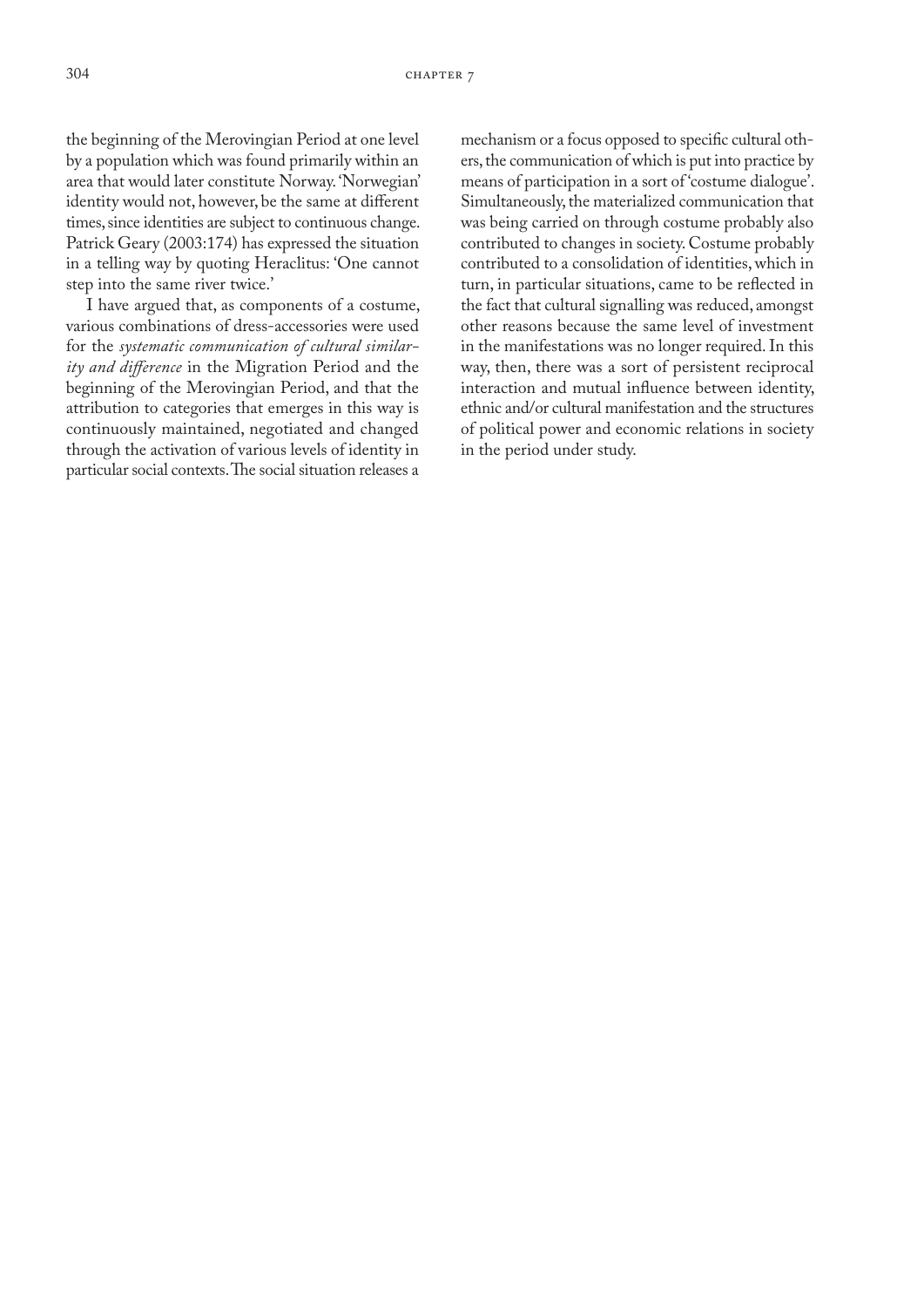the beginning of the Merovingian Period at one level by a population which was found primarily within an area that would later constitute Norway. 'Norwegian' identity would not, however, be the same at different times, since identities are subject to continuous change. Patrick Geary (2003:174) has expressed the situation in a telling way by quoting Heraclitus: 'One cannot step into the same river twice.'

I have argued that, as components of a costume, various combinations of dress-accessories were used for the *systematic communication of cultural similarity and difference* in the Migration Period and the beginning of the Merovingian Period, and that the attribution to categories that emerges in this way is continuously maintained, negotiated and changed through the activation of various levels of identity in particular social contexts. The social situation releases a mechanism or a focus opposed to specific cultural others, the communication of which is put into practice by means of participation in a sort of 'costume dialogue'. Simultaneously, the materialized communication that was being carried on through costume probably also contributed to changes in society. Costume probably contributed to a consolidation of identities, which in turn, in particular situations, came to be reflected in the fact that cultural signalling was reduced, amongst other reasons because the same level of investment in the manifestations was no longer required. In this way, then, there was a sort of persistent reciprocal interaction and mutual influence between identity, ethnic and/or cultural manifestation and the structures of political power and economic relations in society in the period under study.